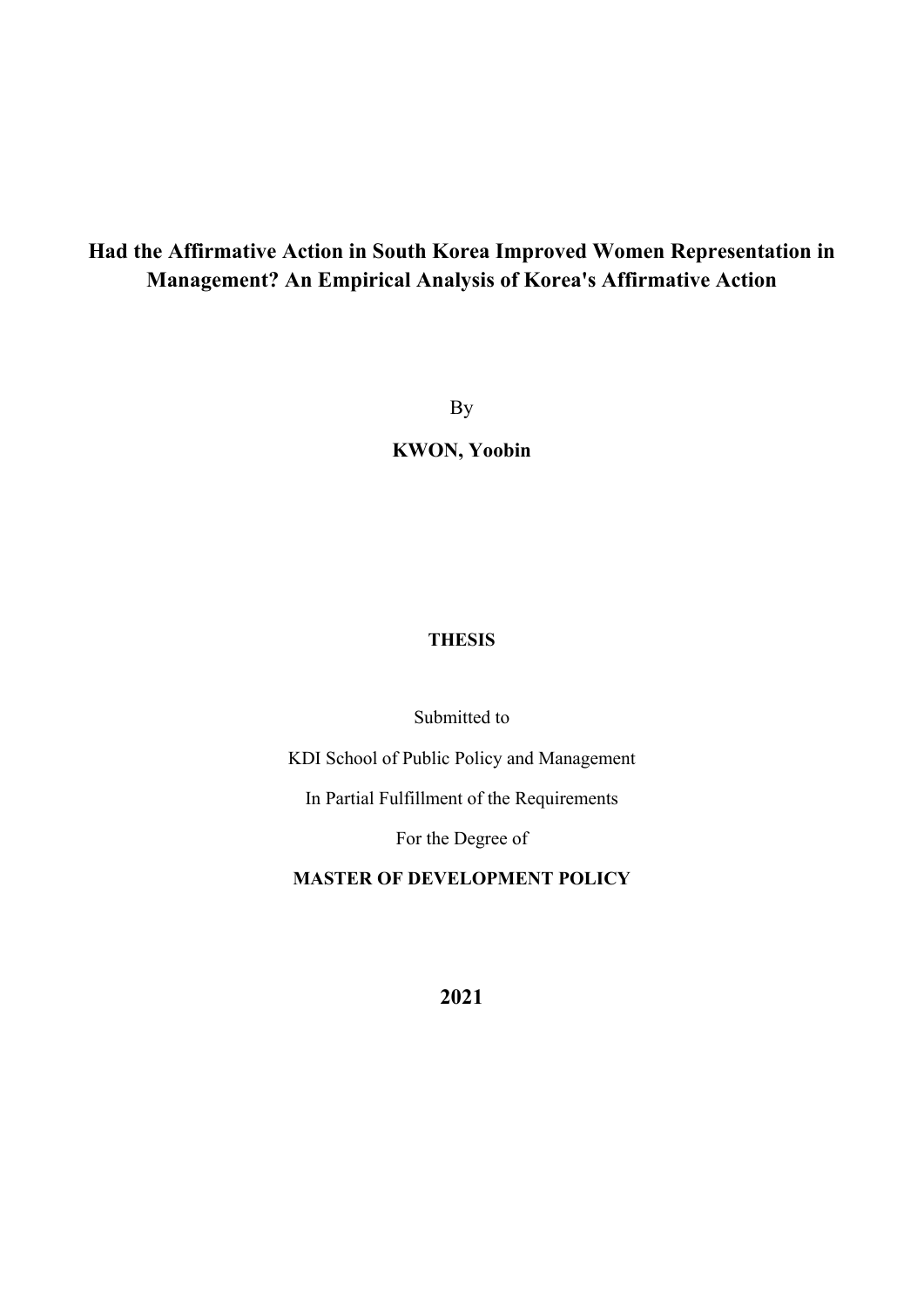# Had the Affirmative Action in South Korea Improved Women Representation in Management? An Empirical Analysis of Korea's Affirmative Action

By

**KWON, Yoobin**

**THESIS**

Submitted to

KDI School of Public Policy and Management

In Partial Fulfillment of the Requirements

For the Degree of

**MASTER OF DEVELOPMENT POLICY**

**2021**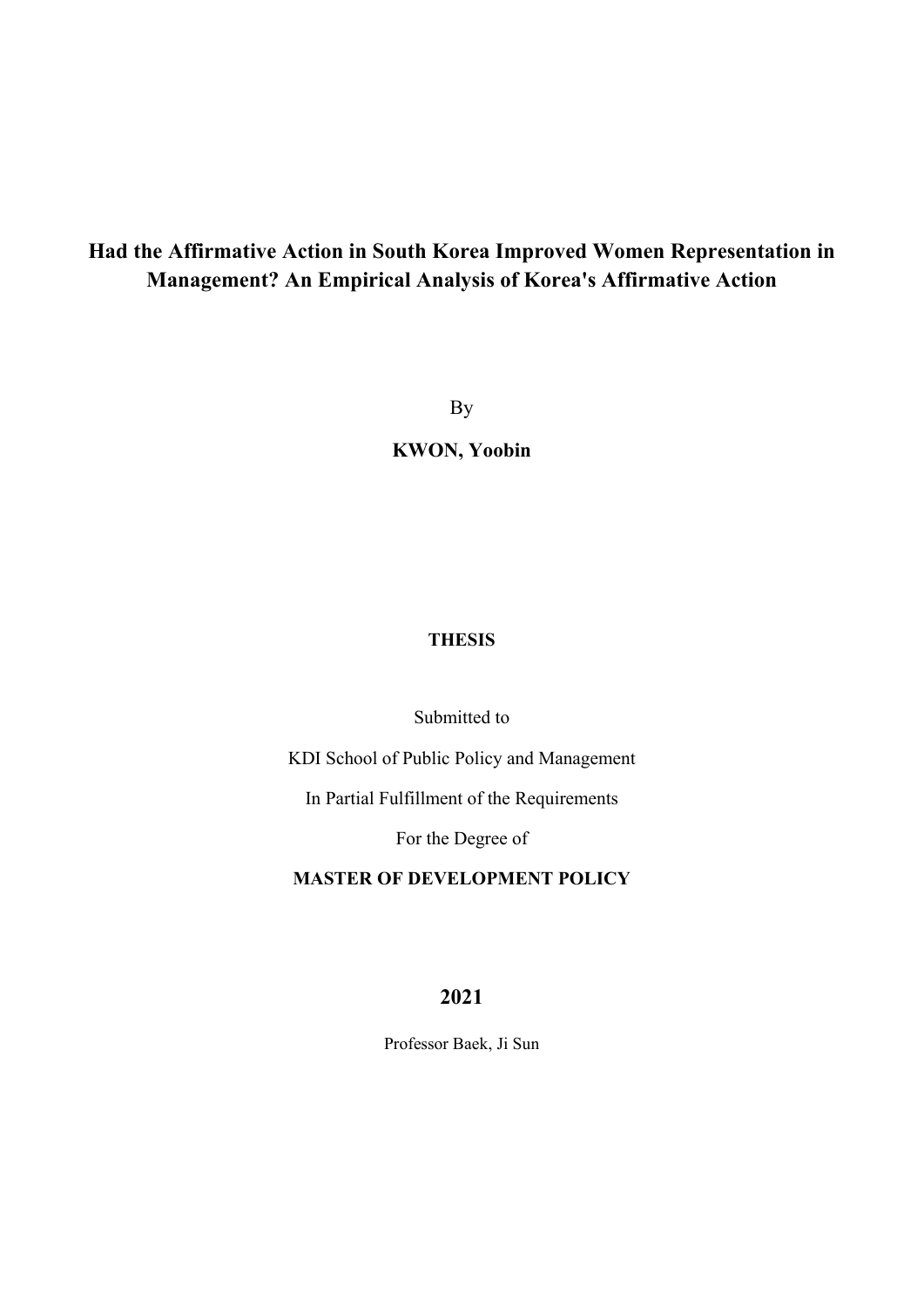# Had the Affirmative Action in South Korea Improved Women Representation in Management? An Empirical Analysis of Korea's Affirmative Action

By

**KWON, Yoobin**

**THESIS**

Submitted to

KDI School of Public Policy and Management

In Partial Fulfillment of the Requirements

For the Degree of

**MASTER OF DEVELOPMENT POLICY**

**2021**

Professor Baek, Ji Sun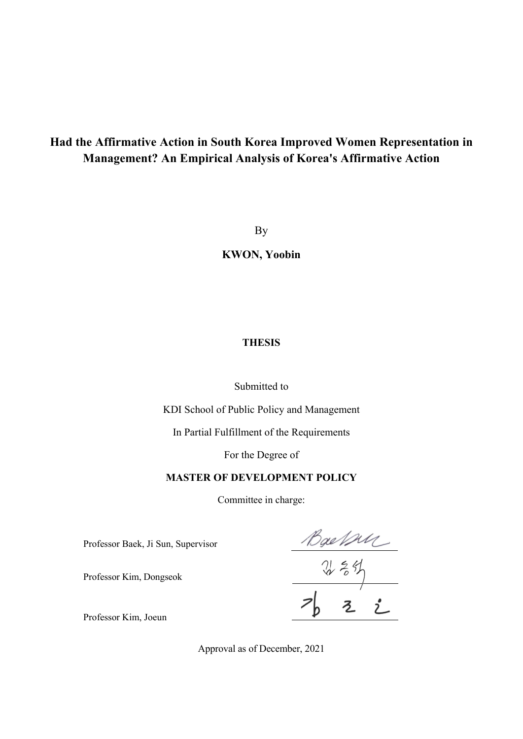# Had the Affirmative Action in South Korea Improved Women Representation in Management? An Empirical Analysis of Korea's Affirmative Action

By

**KWON, Yoobin**

**THESIS**

Submitted to

KDI School of Public Policy and Management

In Partial Fulfillment of the Requirements

For the Degree of

**MASTER OF DEVELOPMENT POLICY**

Committee in charge:

Professor Baek, Ji Sun, Supervisor

Professor Kim, Dongseok

Professor Kim, Joeun

Approval as of December, 2021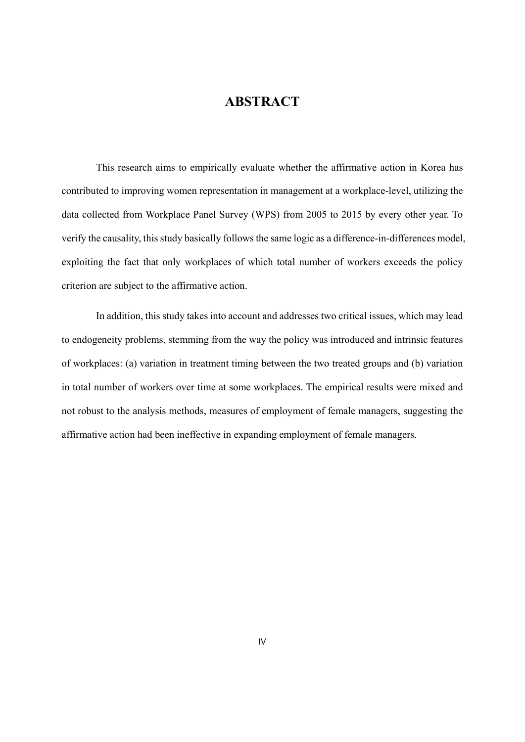# ABSTRACT

This research aims to empirically evaluate whether the affirmative action in Korea has contributed to improving women representation in management at a workplace-level, utilizing the data collected from Workplace Panel Survey (WPS) from 2005 to 2015 by every other year. To verify the causality, this study basically follows the same logic as a difference-in-differences model, exploiting the fact that only workplaces of which total number of workers exceeds the policy criterion are subject to the affirmative action.

In addition, this study takes into account and addresses two critical issues, which may lead to endogeneity problems, stemming from the way the policy was introduced and intrinsic features of workplaces: (a) variation in treatment timing between the two treated groups and (b) variation in total number of workers over time at some workplaces. The empirical results were mixed and not robust to the analysis methods, measures of employment of female managers, suggesting the affirmative action had been ineffective in expanding employment of female managers.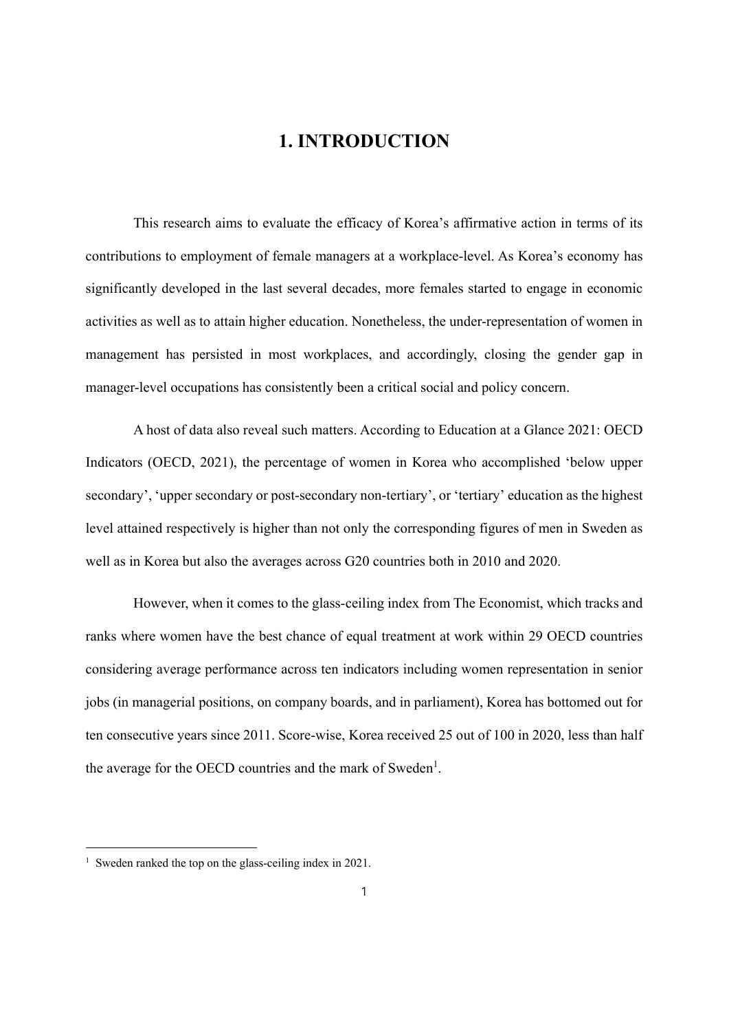# 1. INTRODUCTION

This research aims to evaluate the efficacy of Korea's affirmative action in terms of its contributions to employment of female managers at a workplace-level. As Korea's economy has significantly developed in the last several decades, more females started to engage in economic activities as well as to attain higher education. Nonetheless, the under-representation of women in management has persisted in most workplaces, and accordingly, closing the gender gap in manager-level occupations has consistently been a critical social and policy concern.

A host of data also reveal such matters. According to Education at a Glance 2021: OECD Indicators (OECD, 2021), the percentage of women in Korea who accomplished 'below upper secondary', 'upper secondary or post-secondary non-tertiary', or 'tertiary' education as the highest level attained respectively is higher than not only the corresponding figures of men in Sweden as well as in Korea but also the averages across G20 countries both in 2010 and 2020.

However, when it comes to the glass-ceiling index from The Economist, which tracks and ranks where women have the best chance of equal treatment at work within 29 OECD countries considering average performance across ten indicators including women representation in senior jobs (in managerial positions, on company boards, and in parliament), Korea has bottomed out for ten consecutive years since 2011. Score-wise, Korea received 25 out of 100 in 2020, less than half the average for the OECD countries and the mark of Sweden[1].

[1] Sweden ranked the top on the glass-ceiling index in 2021.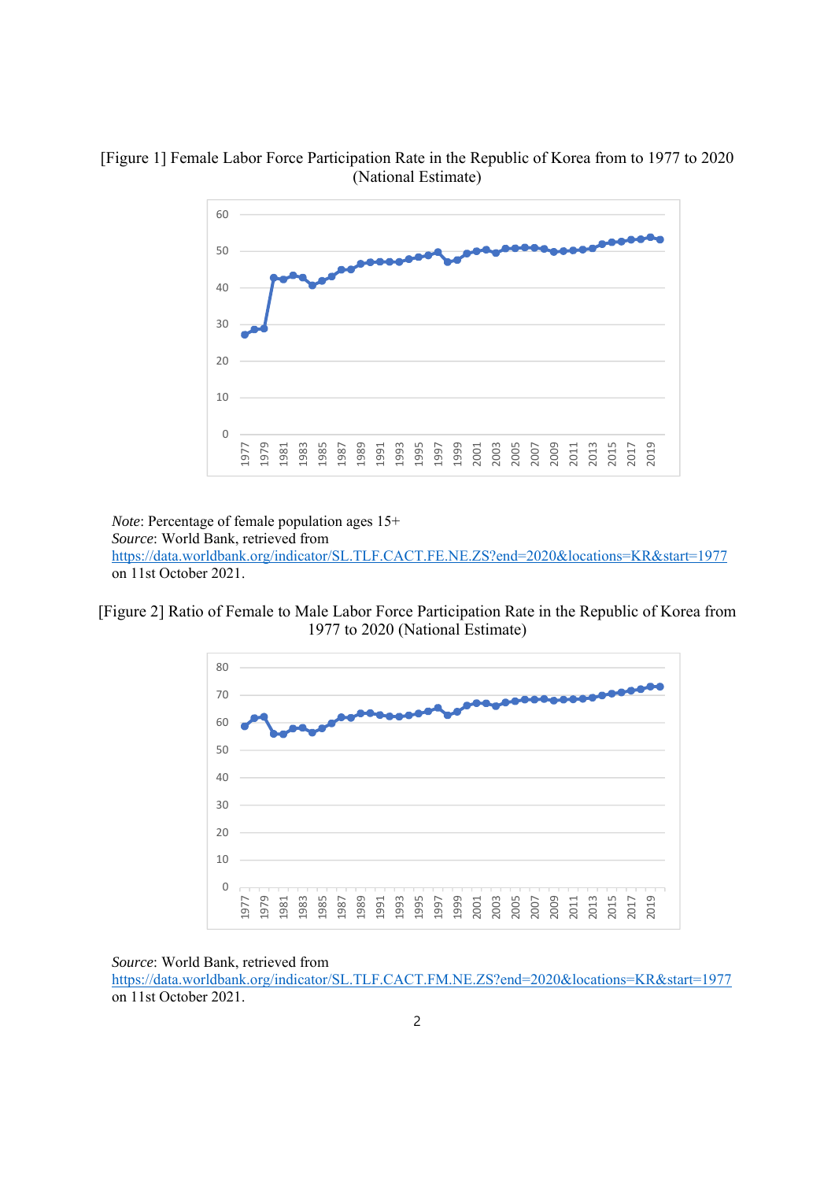[Figure 1] Female Labor Force Participation Rate in the Republic of Korea from to 1977 to 2020 (National Estimate)

*Note*: Percentage of female population ages 15+
*Source*: World Bank, retrieved from https://data.worldbank.org/indicator/SL.TLF.CACT.FE.NE.ZS?end=2020&locations=KR&start=1977 on 11st October 2021.

[Figure 2] Ratio of Female to Male Labor Force Participation Rate in the Republic of Korea from 1977 to 2020 (National Estimate)

*Source*: World Bank, retrieved from https://data.worldbank.org/indicator/SL.TLF.CACT.FM.NE.ZS?end=2020&locations=KR&start=1977 on 11st October 2021.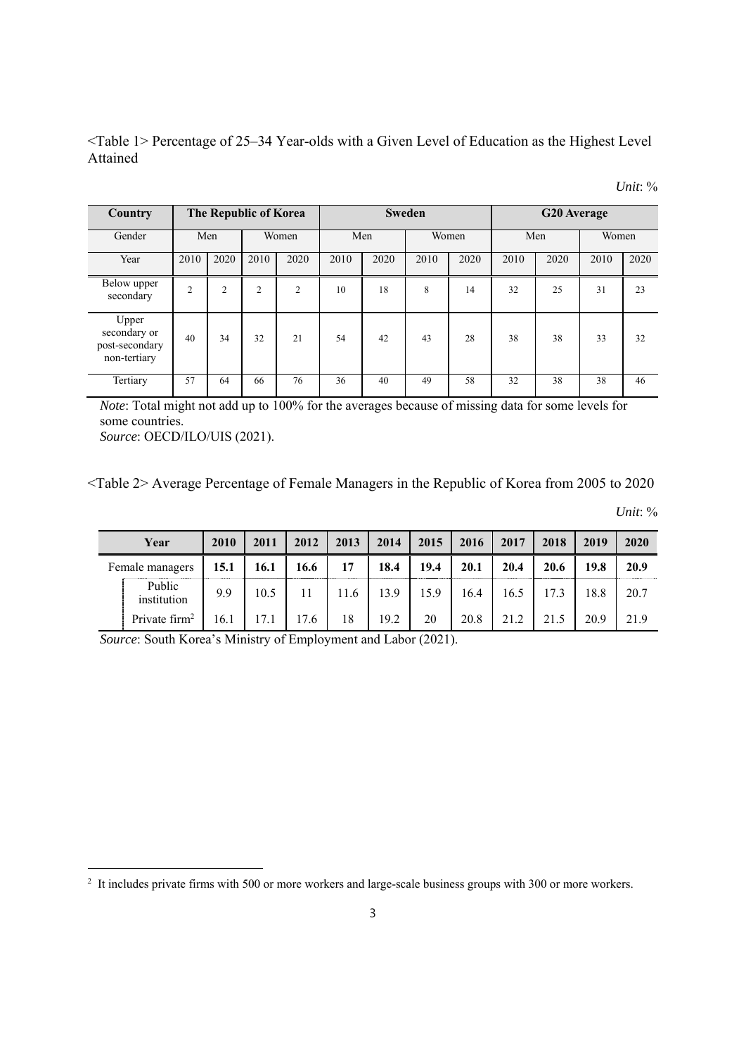<Table 1> Percentage of 25–34 Year-olds with a Given Level of Education as the Highest Level Attained

*Unit*: %

| Country | The Republic of Korea | | | | Sweden | | | | G20 Average | | | |
|---|---|---|---|---|---|---|---|---|---|---|---|---|
| Gender | Men | | Women | | Men | | Women | | Men | | Women | |
| Year | 2010 | 2020 | 2010 | 2020 | 2010 | 2020 | 2010 | 2020 | 2010 | 2020 | 2010 | 2020 |
| Below upper secondary | 2 | 2 | 2 | 2 | 10 | 18 | 8 | 14 | 32 | 25 | 31 | 23 |
| Upper secondary or post-secondary non-tertiary | 40 | 34 | 32 | 21 | 54 | 42 | 43 | 28 | 38 | 38 | 33 | 32 |
| Tertiary | 57 | 64 | 66 | 76 | 36 | 40 | 49 | 58 | 32 | 38 | 38 | 46 |

*Note*: Total might not add up to 100% for the averages because of missing data for some levels for some countries.
*Source*: OECD/ILO/UIS (2021).

<Table 2> Average Percentage of Female Managers in the Republic of Korea from 2005 to 2020

*Unit*: %

| Year | 2010 | 2011 | 2012 | 2013 | 2014 | 2015 | 2016 | 2017 | 2018 | 2019 | 2020 |
|---|---|---|---|---|---|---|---|---|---|---|---|
| **Female managers** | **15.1** | **16.1** | **16.6** | **17** | **18.4** | **19.4** | **20.1** | **20.4** | **20.6** | **19.8** | **20.9** |
| Public institution | 9.9 | 10.5 | 11 | 11.6 | 13.9 | 15.9 | 16.4 | 16.5 | 17.3 | 18.8 | 20.7 |
| Private firm[2] | 16.1 | 17.1 | 17.6 | 18 | 19.2 | 20 | 20.8 | 21.2 | 21.5 | 20.9 | 21.9 |

*Source*: South Korea's Ministry of Employment and Labor (2021).

[2] It includes private firms with 500 or more workers and large-scale business groups with 300 or more workers.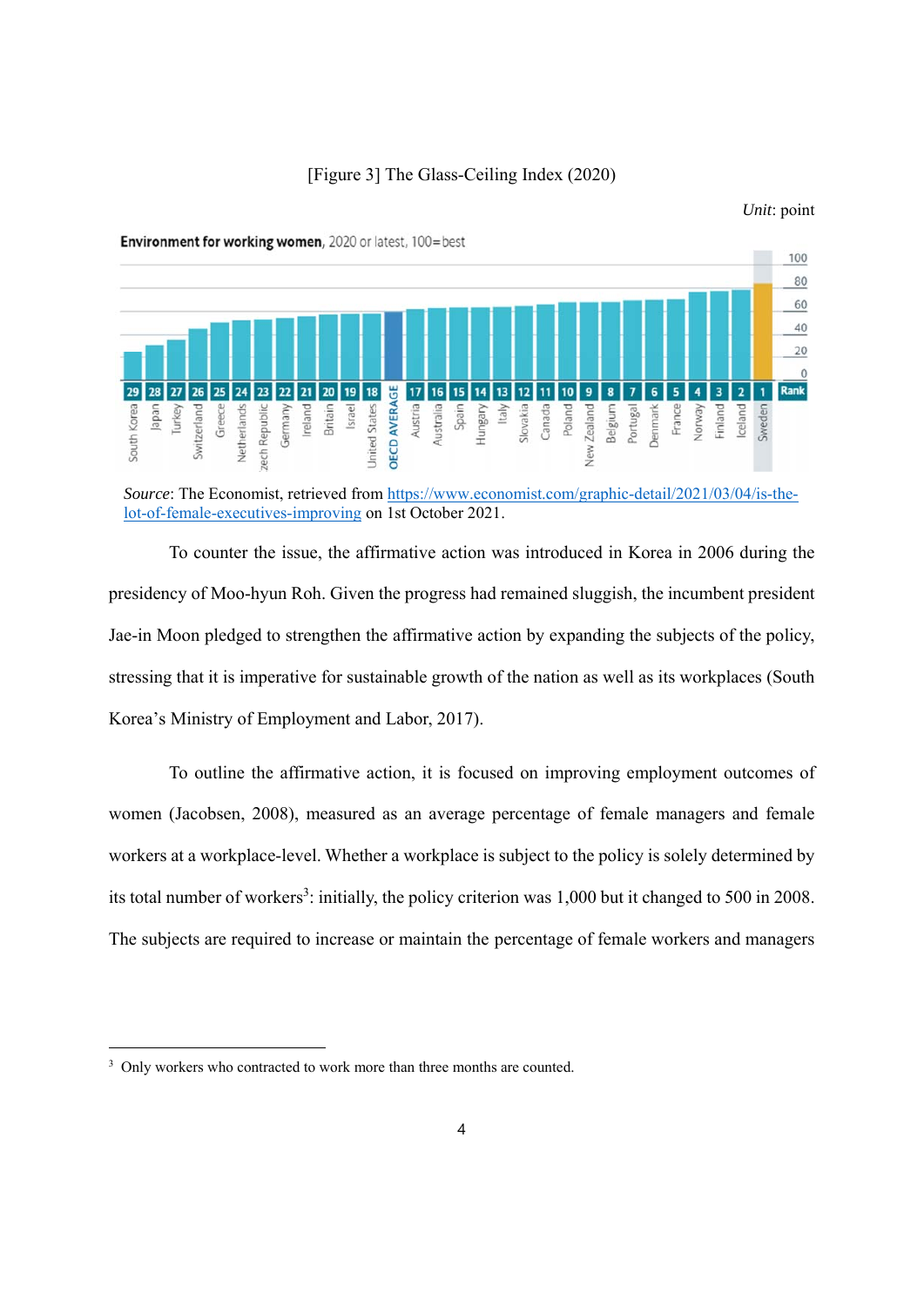[Figure 3] The Glass-Ceiling Index (2020)

*Unit*: point

*Source*: The Economist, retrieved from https://www.economist.com/graphic-detail/2021/03/04/is-the-lot-of-female-executives-improving on 1st October 2021.

To counter the issue, the affirmative action was introduced in Korea in 2006 during the presidency of Moo-hyun Roh. Given the progress had remained sluggish, the incumbent president Jae-in Moon pledged to strengthen the affirmative action by expanding the subjects of the policy, stressing that it is imperative for sustainable growth of the nation as well as its workplaces (South Korea's Ministry of Employment and Labor, 2017).

To outline the affirmative action, it is focused on improving employment outcomes of women (Jacobsen, 2008), measured as an average percentage of female managers and female workers at a workplace-level. Whether a workplace is subject to the policy is solely determined by its total number of workers[3]: initially, the policy criterion was 1,000 but it changed to 500 in 2008. The subjects are required to increase or maintain the percentage of female workers and managers

[3] Only workers who contracted to work more than three months are counted.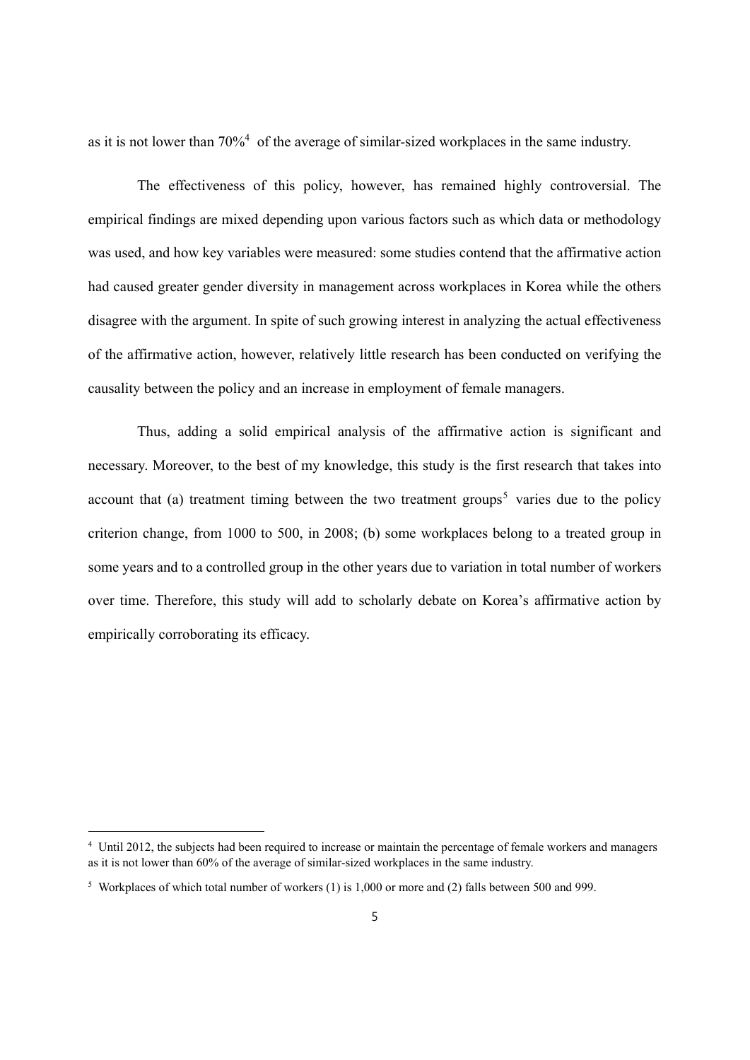as it is not lower than 70%[4] of the average of similar-sized workplaces in the same industry.

The effectiveness of this policy, however, has remained highly controversial. The empirical findings are mixed depending upon various factors such as which data or methodology was used, and how key variables were measured: some studies contend that the affirmative action had caused greater gender diversity in management across workplaces in Korea while the others disagree with the argument. In spite of such growing interest in analyzing the actual effectiveness of the affirmative action, however, relatively little research has been conducted on verifying the causality between the policy and an increase in employment of female managers.

Thus, adding a solid empirical analysis of the affirmative action is significant and necessary. Moreover, to the best of my knowledge, this study is the first research that takes into account that (a) treatment timing between the two treatment groups[5] varies due to the policy criterion change, from 1000 to 500, in 2008; (b) some workplaces belong to a treated group in some years and to a controlled group in the other years due to variation in total number of workers over time. Therefore, this study will add to scholarly debate on Korea's affirmative action by empirically corroborating its efficacy.

[4] Until 2012, the subjects had been required to increase or maintain the percentage of female workers and managers as it is not lower than 60% of the average of similar-sized workplaces in the same industry.

[5] Workplaces of which total number of workers (1) is 1,000 or more and (2) falls between 500 and 999.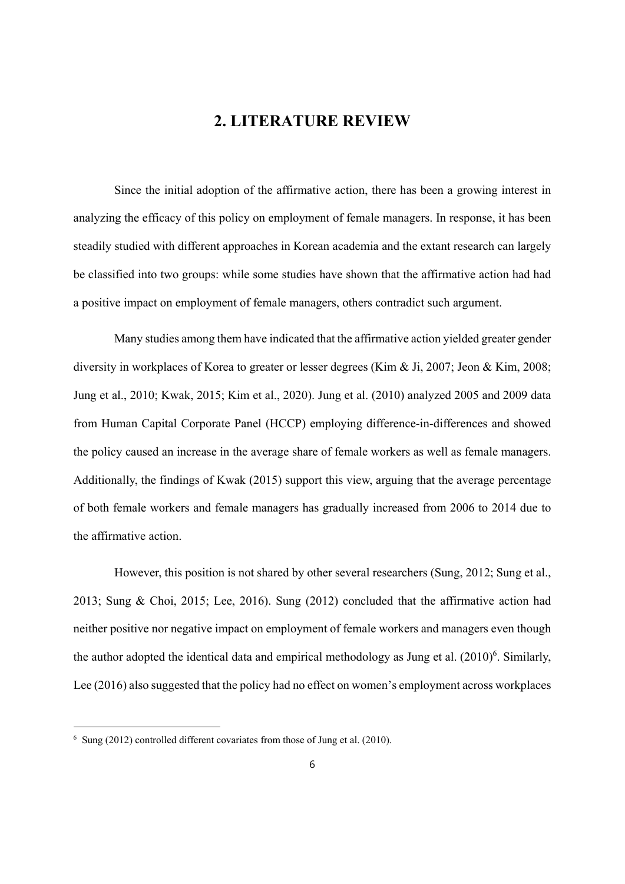# 2. LITERATURE REVIEW

Since the initial adoption of the affirmative action, there has been a growing interest in analyzing the efficacy of this policy on employment of female managers. In response, it has been steadily studied with different approaches in Korean academia and the extant research can largely be classified into two groups: while some studies have shown that the affirmative action had had a positive impact on employment of female managers, others contradict such argument.

Many studies among them have indicated that the affirmative action yielded greater gender diversity in workplaces of Korea to greater or lesser degrees (Kim & Ji, 2007; Jeon & Kim, 2008; Jung et al., 2010; Kwak, 2015; Kim et al., 2020). Jung et al. (2010) analyzed 2005 and 2009 data from Human Capital Corporate Panel (HCCP) employing difference-in-differences and showed the policy caused an increase in the average share of female workers as well as female managers. Additionally, the findings of Kwak (2015) support this view, arguing that the average percentage of both female workers and female managers has gradually increased from 2006 to 2014 due to the affirmative action.

However, this position is not shared by other several researchers (Sung, 2012; Sung et al., 2013; Sung & Choi, 2015; Lee, 2016). Sung (2012) concluded that the affirmative action had neither positive nor negative impact on employment of female workers and managers even though the author adopted the identical data and empirical methodology as Jung et al. (2010)[6]. Similarly, Lee (2016) also suggested that the policy had no effect on women's employment across workplaces

---

[6] Sung (2012) controlled different covariates from those of Jung et al. (2010).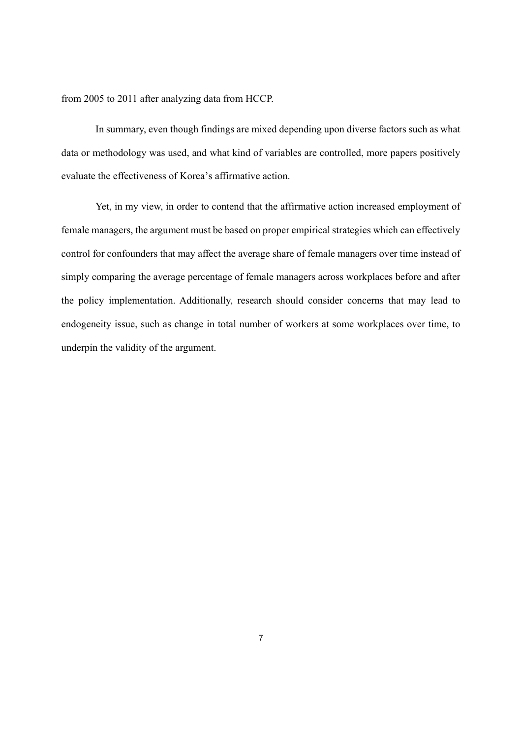from 2005 to 2011 after analyzing data from HCCP.

In summary, even though findings are mixed depending upon diverse factors such as what data or methodology was used, and what kind of variables are controlled, more papers positively evaluate the effectiveness of Korea's affirmative action.

Yet, in my view, in order to contend that the affirmative action increased employment of female managers, the argument must be based on proper empirical strategies which can effectively control for confounders that may affect the average share of female managers over time instead of simply comparing the average percentage of female managers across workplaces before and after the policy implementation. Additionally, research should consider concerns that may lead to endogeneity issue, such as change in total number of workers at some workplaces over time, to underpin the validity of the argument.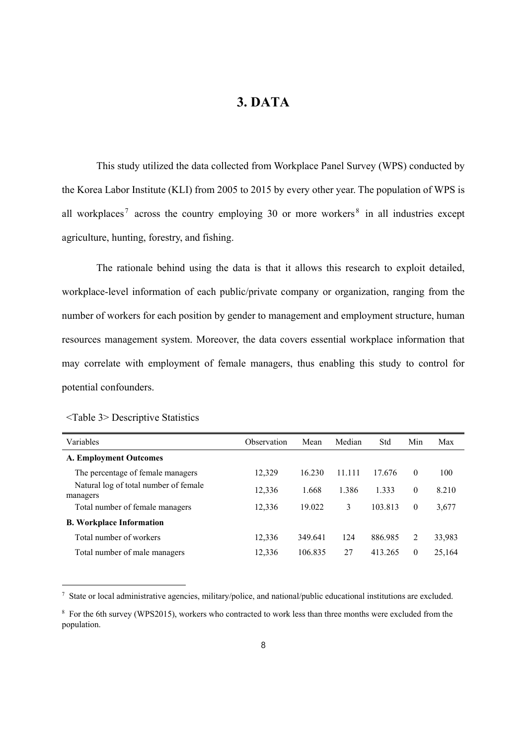# 3. DATA

This study utilized the data collected from Workplace Panel Survey (WPS) conducted by the Korea Labor Institute (KLI) from 2005 to 2015 by every other year. The population of WPS is all workplaces[7] across the country employing 30 or more workers[8] in all industries except agriculture, hunting, forestry, and fishing.

The rationale behind using the data is that it allows this research to exploit detailed, workplace-level information of each public/private company or organization, ranging from the number of workers for each position by gender to management and employment structure, human resources management system. Moreover, the data covers essential workplace information that may correlate with employment of female managers, thus enabling this study to control for potential confounders.

<Table 3> Descriptive Statistics

| Variables | Observation | Mean | Median | Std | Min | Max |
|---|---|---|---|---|---|---|
| **A. Employment Outcomes** | | | | | | |
| The percentage of female managers | 12,329 | 16.230 | 11.111 | 17.676 | 0 | 100 |
| Natural log of total number of female managers | 12,336 | 1.668 | 1.386 | 1.333 | 0 | 8.210 |
| Total number of female managers | 12,336 | 19.022 | 3 | 103.813 | 0 | 3,677 |
| **B. Workplace Information** | | | | | | |
| Total number of workers | 12,336 | 349.641 | 124 | 886.985 | 2 | 33,983 |
| Total number of male managers | 12,336 | 106.835 | 27 | 413.265 | 0 | 25,164 |

[7] State or local administrative agencies, military/police, and national/public educational institutions are excluded.

[8] For the 6th survey (WPS2015), workers who contracted to work less than three months were excluded from the population.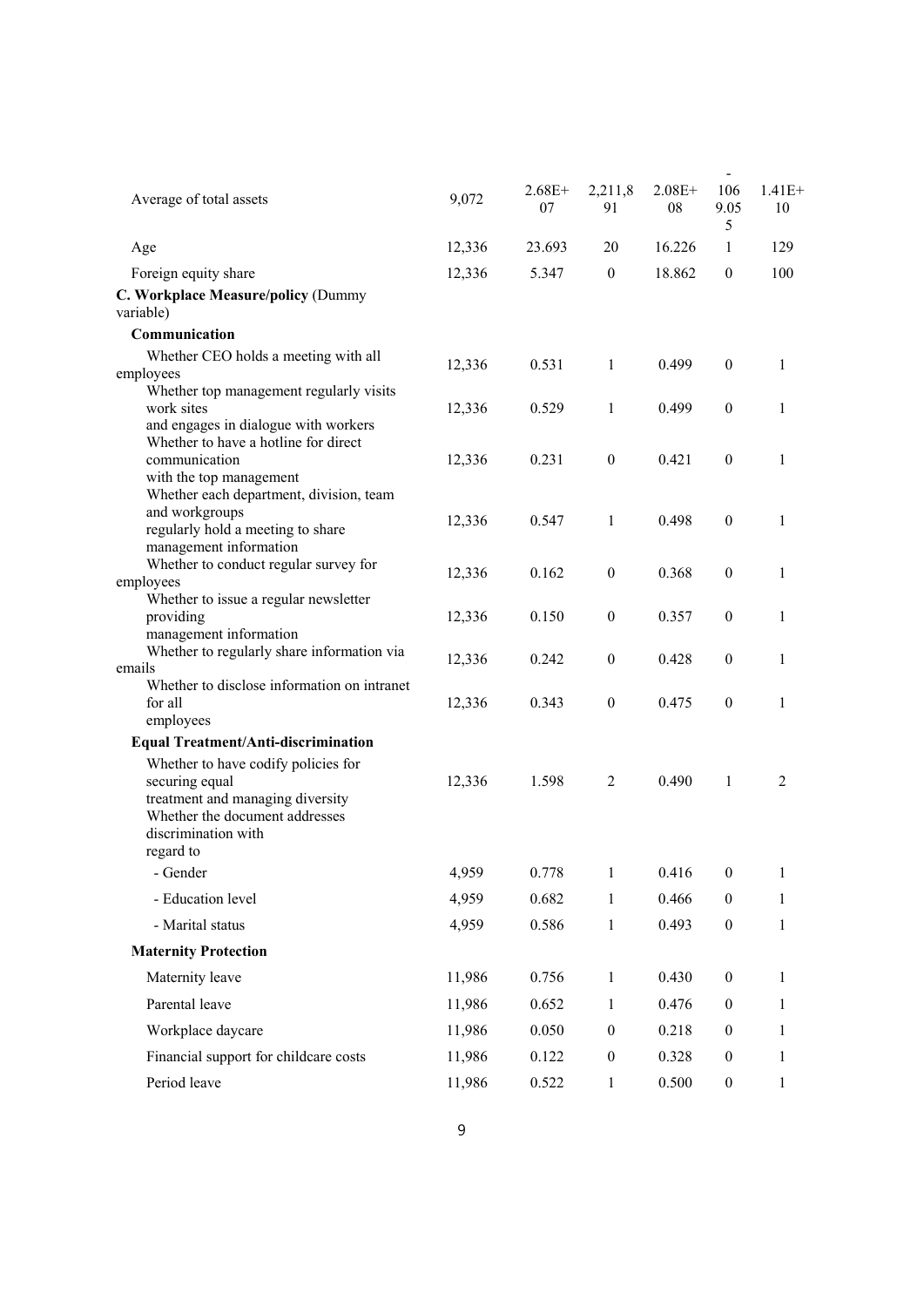| | | | | | | |
|---|---|---|---|---|---|---|
| Average of total assets | 9,072 | 2.68E+07 | 2,211,891 | 2.08E+08 | -1069.055 | 1.41E+10 |
| Age | 12,336 | 23.693 | 20 | 16.226 | 1 | 129 |
| Foreign equity share | 12,336 | 5.347 | 0 | 18.862 | 0 | 100 |
| **C. Workplace Measure/policy** (Dummy variable) | | | | | | |
| **Communication** | | | | | | |
| Whether CEO holds a meeting with all employees | 12,336 | 0.531 | 1 | 0.499 | 0 | 1 |
| Whether top management regularly visits work sites and engages in dialogue with workers | 12,336 | 0.529 | 1 | 0.499 | 0 | 1 |
| Whether to have a hotline for direct communication with the top management | 12,336 | 0.231 | 0 | 0.421 | 0 | 1 |
| Whether each department, division, team and workgroups regularly hold a meeting to share management information | 12,336 | 0.547 | 1 | 0.498 | 0 | 1 |
| Whether to conduct regular survey for employees | 12,336 | 0.162 | 0 | 0.368 | 0 | 1 |
| Whether to issue a regular newsletter providing management information | 12,336 | 0.150 | 0 | 0.357 | 0 | 1 |
| Whether to regularly share information via emails | 12,336 | 0.242 | 0 | 0.428 | 0 | 1 |
| Whether to disclose information on intranet for all employees | 12,336 | 0.343 | 0 | 0.475 | 0 | 1 |
| **Equal Treatment/Anti-discrimination** | | | | | | |
| Whether to have codify policies for securing equal treatment and managing diversity | 12,336 | 1.598 | 2 | 0.490 | 1 | 2 |
| Whether the document addresses discrimination with regard to | | | | | | |
| - Gender | 4,959 | 0.778 | 1 | 0.416 | 0 | 1 |
| - Education level | 4,959 | 0.682 | 1 | 0.466 | 0 | 1 |
| - Marital status | 4,959 | 0.586 | 1 | 0.493 | 0 | 1 |
| **Maternity Protection** | | | | | | |
| Maternity leave | 11,986 | 0.756 | 1 | 0.430 | 0 | 1 |
| Parental leave | 11,986 | 0.652 | 1 | 0.476 | 0 | 1 |
| Workplace daycare | 11,986 | 0.050 | 0 | 0.218 | 0 | 1 |
| Financial support for childcare costs | 11,986 | 0.122 | 0 | 0.328 | 0 | 1 |
| Period leave | 11,986 | 0.522 | 1 | 0.500 | 0 | 1 |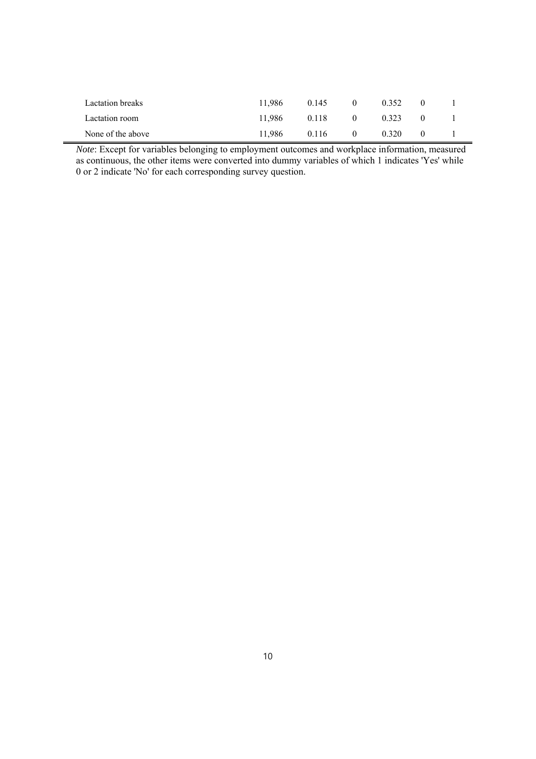| | | | | | | |
|---|---|---|---|---|---|---|
| Lactation breaks | 11,986 | 0.145 | 0 | 0.352 | 0 | 1 |
| Lactation room | 11,986 | 0.118 | 0 | 0.323 | 0 | 1 |
| None of the above | 11,986 | 0.116 | 0 | 0.320 | 0 | 1 |

*Note*: Except for variables belonging to employment outcomes and workplace information, measured as continuous, the other items were converted into dummy variables of which 1 indicates 'Yes' while 0 or 2 indicate 'No' for each corresponding survey question.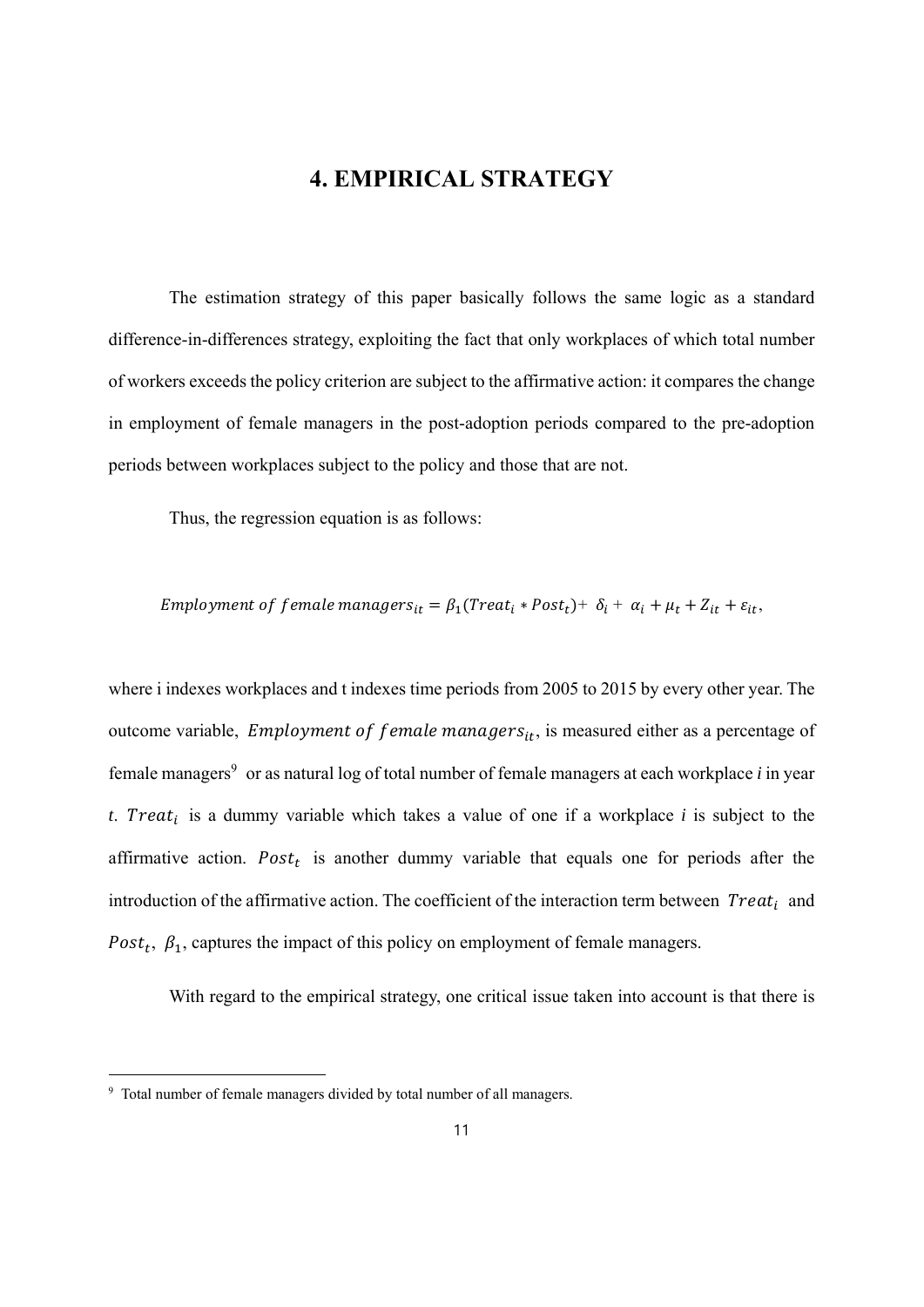# 4. EMPIRICAL STRATEGY

The estimation strategy of this paper basically follows the same logic as a standard difference-in-differences strategy, exploiting the fact that only workplaces of which total number of workers exceeds the policy criterion are subject to the affirmative action: it compares the change in employment of female managers in the post-adoption periods compared to the pre-adoption periods between workplaces subject to the policy and those that are not.

Thus, the regression equation is as follows:

$$Employment\ of\ female\ managers_{it} = \beta_1(Treat_i * Post_t) + \delta_i + \alpha_i + \mu_t + Z_{it} + \varepsilon_{it},$$

where i indexes workplaces and t indexes time periods from 2005 to 2015 by every other year. The outcome variable, $Employment\ of\ female\ managers_{it}$, is measured either as a percentage of female managers[9] or as natural log of total number of female managers at each workplace *i* in year *t*. $Treat_i$ is a dummy variable which takes a value of one if a workplace *i* is subject to the affirmative action. $Post_t$ is another dummy variable that equals one for periods after the introduction of the affirmative action. The coefficient of the interaction term between $Treat_i$ and $Post_t$, $\beta_1$, captures the impact of this policy on employment of female managers.

With regard to the empirical strategy, one critical issue taken into account is that there is

[9] Total number of female managers divided by total number of all managers.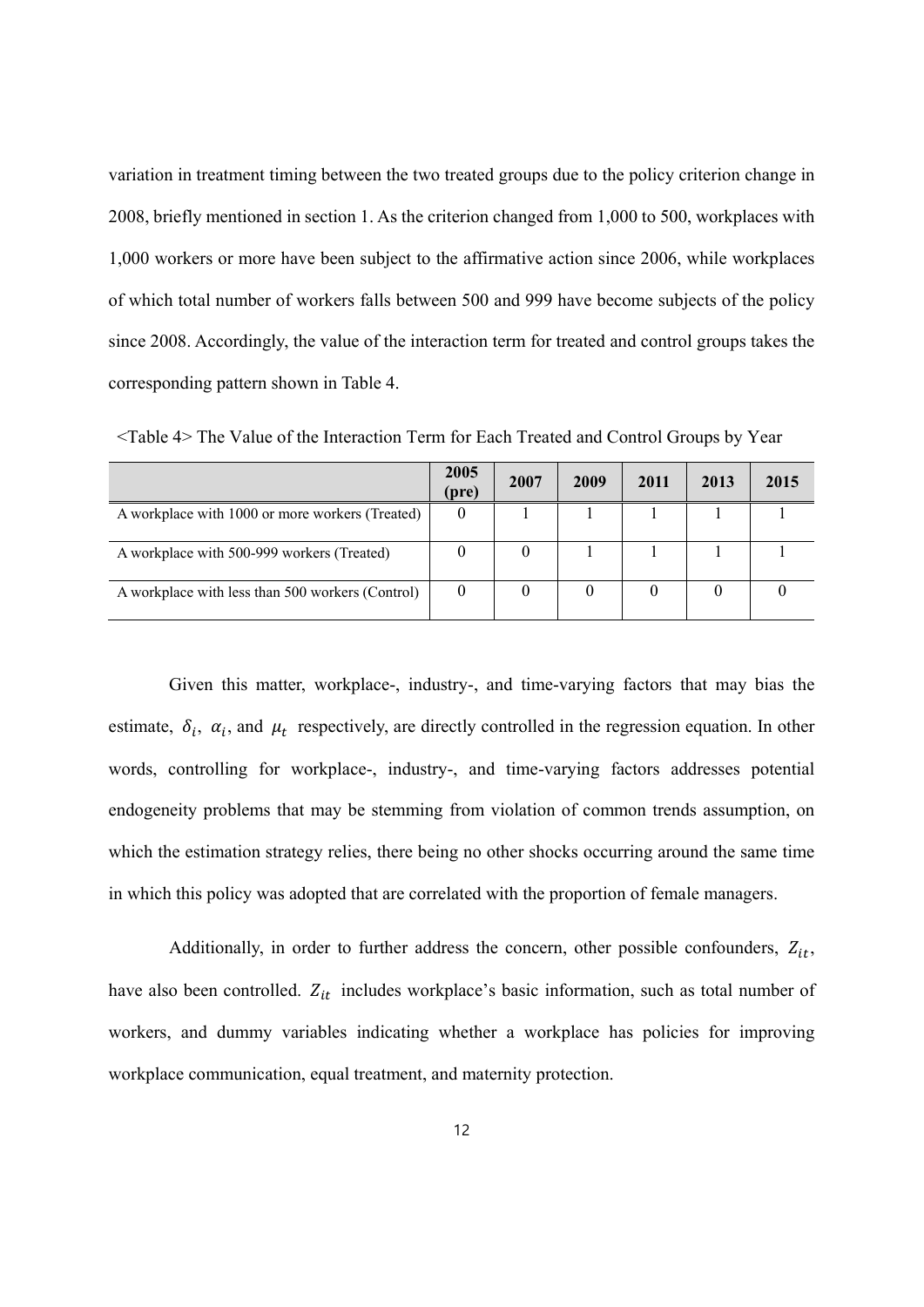variation in treatment timing between the two treated groups due to the policy criterion change in 2008, briefly mentioned in section 1. As the criterion changed from 1,000 to 500, workplaces with 1,000 workers or more have been subject to the affirmative action since 2006, while workplaces of which total number of workers falls between 500 and 999 have become subjects of the policy since 2008. Accordingly, the value of the interaction term for treated and control groups takes the corresponding pattern shown in Table 4.

<Table 4> The Value of the Interaction Term for Each Treated and Control Groups by Year

| | 2005 (pre) | 2007 | 2009 | 2011 | 2013 | 2015 |
|---|---|---|---|---|---|---|
| A workplace with 1000 or more workers (Treated) | 0 | 1 | 1 | 1 | 1 | 1 |
| A workplace with 500-999 workers (Treated) | 0 | 0 | 1 | 1 | 1 | 1 |
| A workplace with less than 500 workers (Control) | 0 | 0 | 0 | 0 | 0 | 0 |

Given this matter, workplace-, industry-, and time-varying factors that may bias the estimate, $\delta_i$, $\alpha_i$, and $\mu_t$ respectively, are directly controlled in the regression equation. In other words, controlling for workplace-, industry-, and time-varying factors addresses potential endogeneity problems that may be stemming from violation of common trends assumption, on which the estimation strategy relies, there being no other shocks occurring around the same time in which this policy was adopted that are correlated with the proportion of female managers.

Additionally, in order to further address the concern, other possible confounders, $Z_{it}$, have also been controlled. $Z_{it}$ includes workplace's basic information, such as total number of workers, and dummy variables indicating whether a workplace has policies for improving workplace communication, equal treatment, and maternity protection.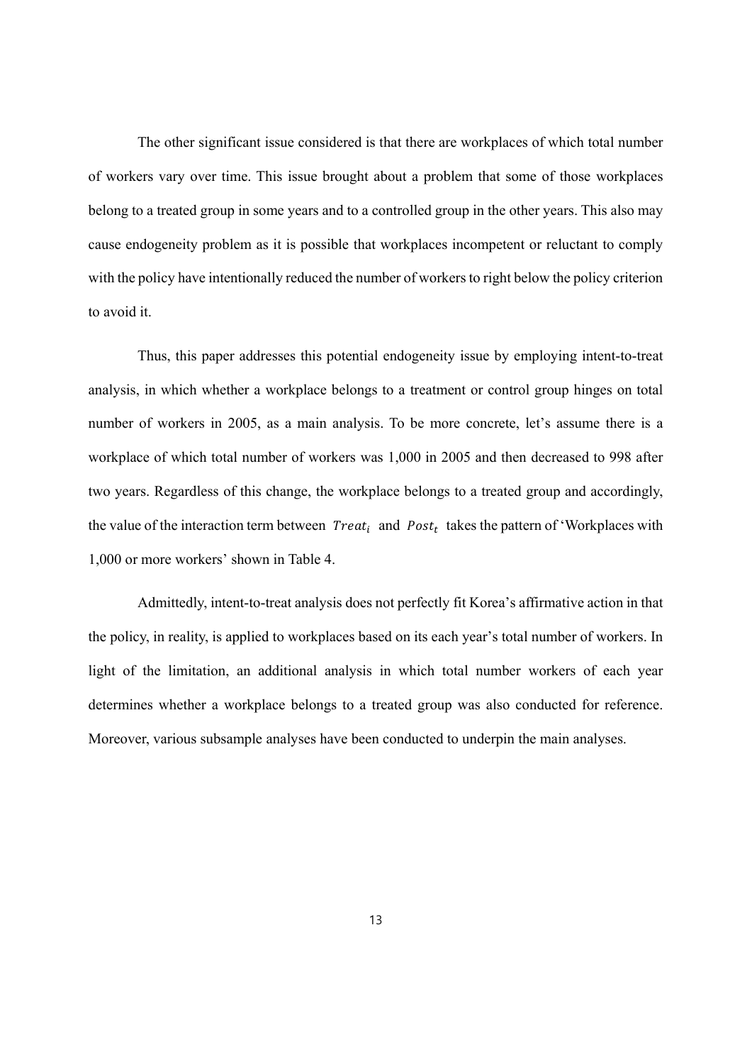The other significant issue considered is that there are workplaces of which total number of workers vary over time. This issue brought about a problem that some of those workplaces belong to a treated group in some years and to a controlled group in the other years. This also may cause endogeneity problem as it is possible that workplaces incompetent or reluctant to comply with the policy have intentionally reduced the number of workers to right below the policy criterion to avoid it.

Thus, this paper addresses this potential endogeneity issue by employing intent-to-treat analysis, in which whether a workplace belongs to a treatment or control group hinges on total number of workers in 2005, as a main analysis. To be more concrete, let's assume there is a workplace of which total number of workers was 1,000 in 2005 and then decreased to 998 after two years. Regardless of this change, the workplace belongs to a treated group and accordingly, the value of the interaction term between $Treat_i$ and $Post_t$ takes the pattern of 'Workplaces with 1,000 or more workers' shown in Table 4.

Admittedly, intent-to-treat analysis does not perfectly fit Korea's affirmative action in that the policy, in reality, is applied to workplaces based on its each year's total number of workers. In light of the limitation, an additional analysis in which total number workers of each year determines whether a workplace belongs to a treated group was also conducted for reference. Moreover, various subsample analyses have been conducted to underpin the main analyses.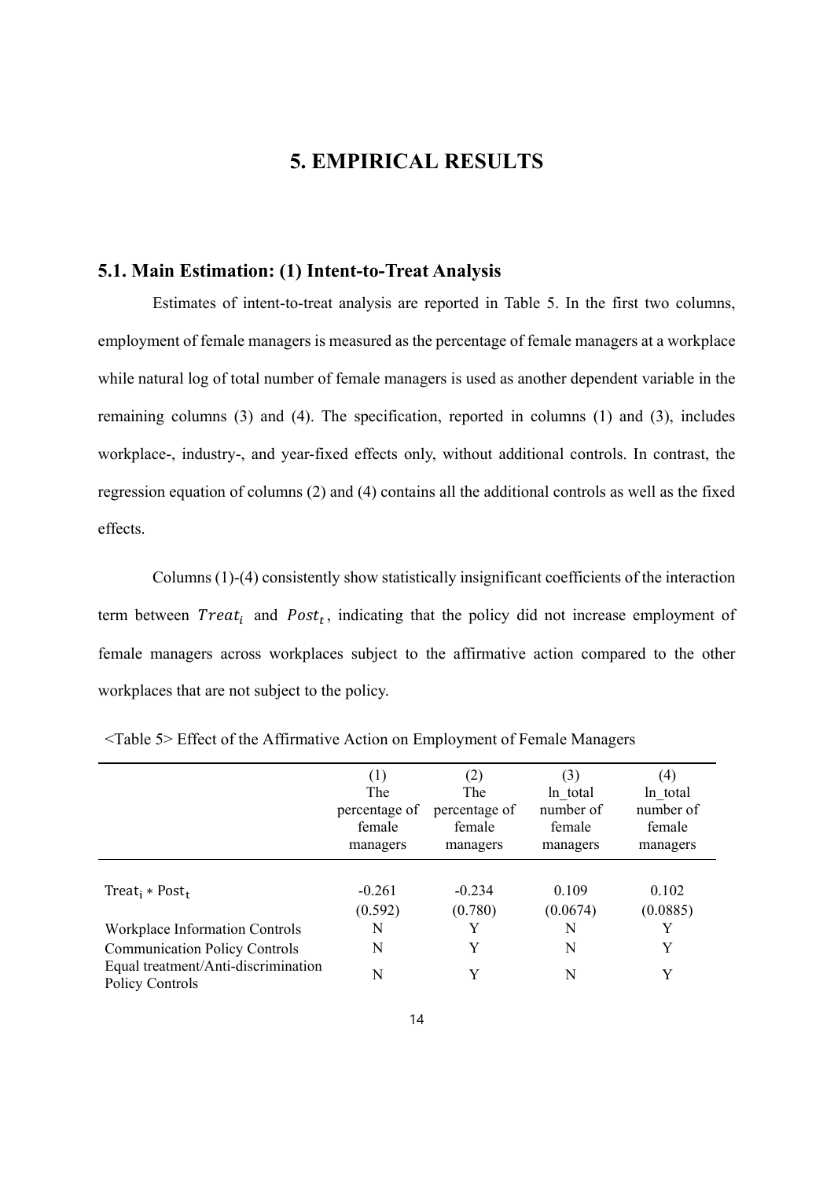# 5. EMPIRICAL RESULTS

## 5.1. Main Estimation: (1) Intent-to-Treat Analysis

Estimates of intent-to-treat analysis are reported in Table 5. In the first two columns, employment of female managers is measured as the percentage of female managers at a workplace while natural log of total number of female managers is used as another dependent variable in the remaining columns (3) and (4). The specification, reported in columns (1) and (3), includes workplace-, industry-, and year-fixed effects only, without additional controls. In contrast, the regression equation of columns (2) and (4) contains all the additional controls as well as the fixed effects.

Columns (1)-(4) consistently show statistically insignificant coefficients of the interaction term between $Treat_i$ and $Post_t$, indicating that the policy did not increase employment of female managers across workplaces subject to the affirmative action compared to the other workplaces that are not subject to the policy.

<Table 5> Effect of the Affirmative Action on Employment of Female Managers

| | (1) The percentage of female managers | (2) The percentage of female managers | (3) ln_total number of female managers | (4) ln_total number of female managers |
|---|---|---|---|---|
| $Treat_i * Post_t$ | -0.261 | -0.234 | 0.109 | 0.102 |
| | (0.592) | (0.780) | (0.0674) | (0.0885) |
| Workplace Information Controls | N | Y | N | Y |
| Communication Policy Controls | N | Y | N | Y |
| Equal treatment/Anti-discrimination Policy Controls | N | Y | N | Y |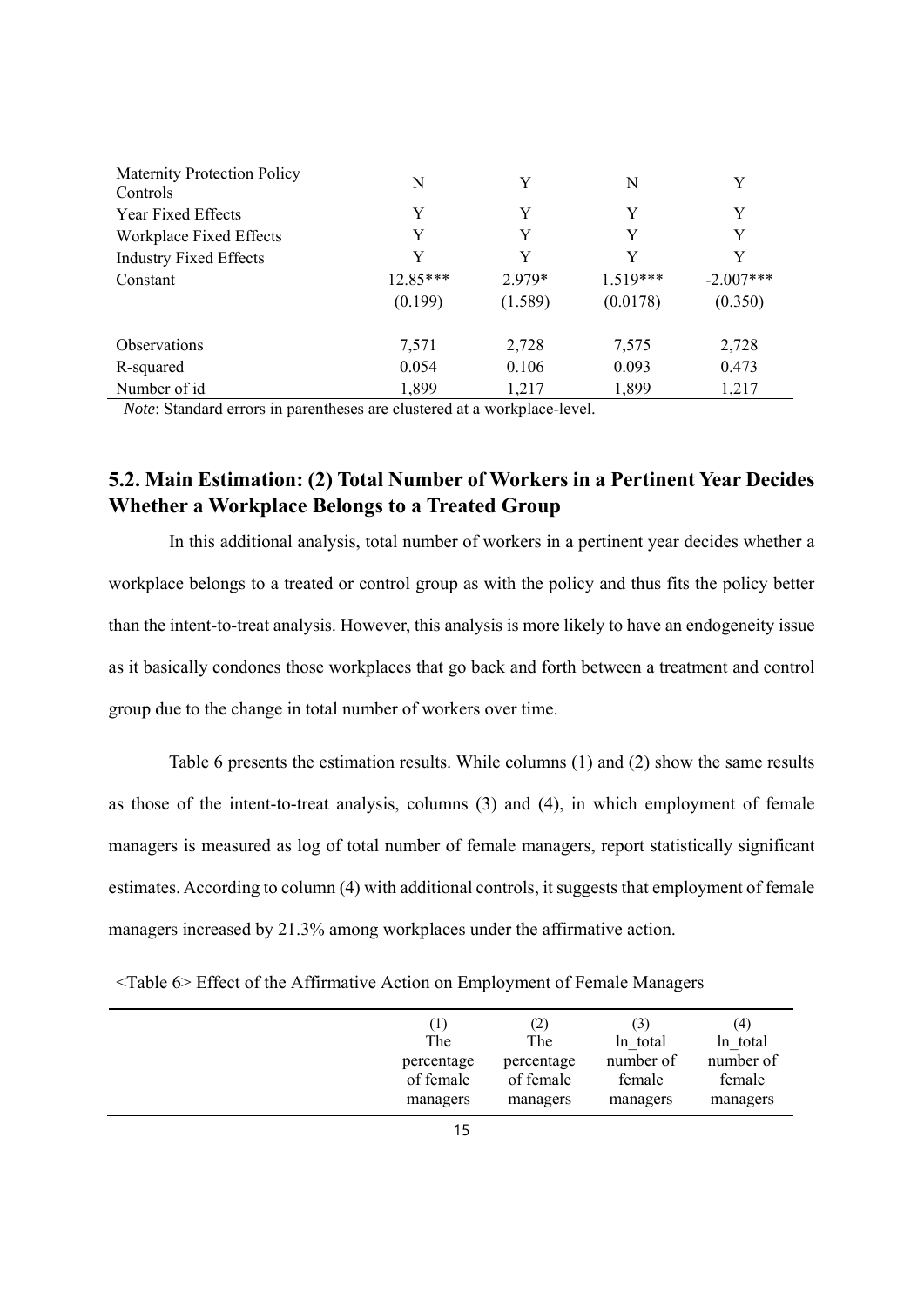| | | | | |
|---|---|---|---|---|
| Maternity Protection Policy Controls | N | Y | N | Y |
| Year Fixed Effects | Y | Y | Y | Y |
| Workplace Fixed Effects | Y | Y | Y | Y |
| Industry Fixed Effects | Y | Y | Y | Y |
| Constant | 12.85*** | 2.979* | 1.519*** | -2.007*** |
| | (0.199) | (1.589) | (0.0178) | (0.350) |
| Observations | 7,571 | 2,728 | 7,575 | 2,728 |
| R-squared | 0.054 | 0.106 | 0.093 | 0.473 |
| Number of id | 1,899 | 1,217 | 1,899 | 1,217 |

*Note*: Standard errors in parentheses are clustered at a workplace-level.

## 5.2. Main Estimation: (2) Total Number of Workers in a Pertinent Year Decides Whether a Workplace Belongs to a Treated Group

In this additional analysis, total number of workers in a pertinent year decides whether a workplace belongs to a treated or control group as with the policy and thus fits the policy better than the intent-to-treat analysis. However, this analysis is more likely to have an endogeneity issue as it basically condones those workplaces that go back and forth between a treatment and control group due to the change in total number of workers over time.

Table 6 presents the estimation results. While columns (1) and (2) show the same results as those of the intent-to-treat analysis, columns (3) and (4), in which employment of female managers is measured as log of total number of female managers, report statistically significant estimates. According to column (4) with additional controls, it suggests that employment of female managers increased by 21.3% among workplaces under the affirmative action.

<Table 6> Effect of the Affirmative Action on Employment of Female Managers

| | (1) The percentage of female managers | (2) The percentage of female managers | (3) ln_total number of female managers | (4) ln_total number of female managers |
|---|---|---|---|---|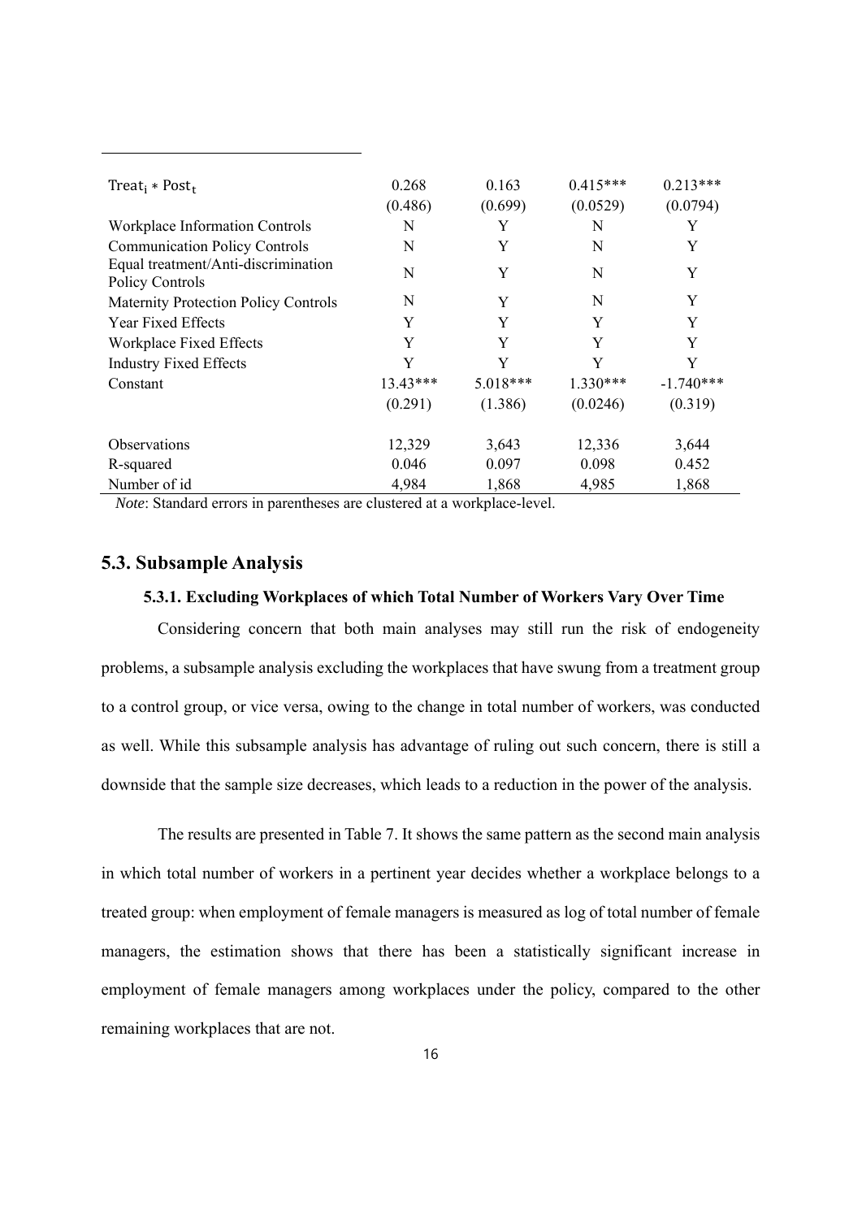| | | | | |
|---|---|---|---|---|
| $\text{Treat}_i * \text{Post}_t$ | 0.268 | 0.163 | 0.415*** | 0.213*** |
| | (0.486) | (0.699) | (0.0529) | (0.0794) |
| Workplace Information Controls | N | Y | N | Y |
| Communication Policy Controls | N | Y | N | Y |
| Equal treatment/Anti-discrimination Policy Controls | N | Y | N | Y |
| Maternity Protection Policy Controls | N | Y | N | Y |
| Year Fixed Effects | Y | Y | Y | Y |
| Workplace Fixed Effects | Y | Y | Y | Y |
| Industry Fixed Effects | Y | Y | Y | Y |
| Constant | 13.43*** | 5.018*** | 1.330*** | -1.740*** |
| | (0.291) | (1.386) | (0.0246) | (0.319) |
| Observations | 12,329 | 3,643 | 12,336 | 3,644 |
| R-squared | 0.046 | 0.097 | 0.098 | 0.452 |
| Number of id | 4,984 | 1,868 | 4,985 | 1,868 |

*Note*: Standard errors in parentheses are clustered at a workplace-level.

## 5.3. Subsample Analysis

### 5.3.1. Excluding Workplaces of which Total Number of Workers Vary Over Time

Considering concern that both main analyses may still run the risk of endogeneity problems, a subsample analysis excluding the workplaces that have swung from a treatment group to a control group, or vice versa, owing to the change in total number of workers, was conducted as well. While this subsample analysis has advantage of ruling out such concern, there is still a downside that the sample size decreases, which leads to a reduction in the power of the analysis.

The results are presented in Table 7. It shows the same pattern as the second main analysis in which total number of workers in a pertinent year decides whether a workplace belongs to a treated group: when employment of female managers is measured as log of total number of female managers, the estimation shows that there has been a statistically significant increase in employment of female managers among workplaces under the policy, compared to the other remaining workplaces that are not.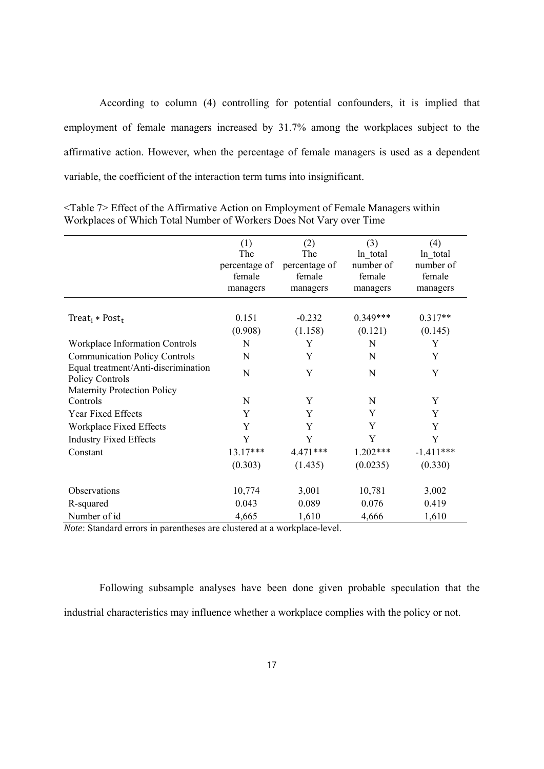According to column (4) controlling for potential confounders, it is implied that employment of female managers increased by 31.7% among the workplaces subject to the affirmative action. However, when the percentage of female managers is used as a dependent variable, the coefficient of the interaction term turns into insignificant.

<Table 7> Effect of the Affirmative Action on Employment of Female Managers within Workplaces of Which Total Number of Workers Does Not Vary over Time

| | (1)<br>The percentage of female managers | (2)<br>The percentage of female managers | (3)<br>ln_total number of female managers | (4)<br>ln_total number of female managers |
|---|---|---|---|---|
| $\text{Treat}_i * \text{Post}_t$ | 0.151 | -0.232 | 0.349*** | 0.317** |
| | (0.908) | (1.158) | (0.121) | (0.145) |
| Workplace Information Controls | N | Y | N | Y |
| Communication Policy Controls | N | Y | N | Y |
| Equal treatment/Anti-discrimination Policy Controls | N | Y | N | Y |
| Maternity Protection Policy Controls | N | Y | N | Y |
| Year Fixed Effects | Y | Y | Y | Y |
| Workplace Fixed Effects | Y | Y | Y | Y |
| Industry Fixed Effects | Y | Y | Y | Y |
| Constant | 13.17*** | 4.471*** | 1.202*** | -1.411*** |
| | (0.303) | (1.435) | (0.0235) | (0.330) |
| Observations | 10,774 | 3,001 | 10,781 | 3,002 |
| R-squared | 0.043 | 0.089 | 0.076 | 0.419 |
| Number of id | 4,665 | 1,610 | 4,666 | 1,610 |

*Note*: Standard errors in parentheses are clustered at a workplace-level.

Following subsample analyses have been done given probable speculation that the industrial characteristics may influence whether a workplace complies with the policy or not.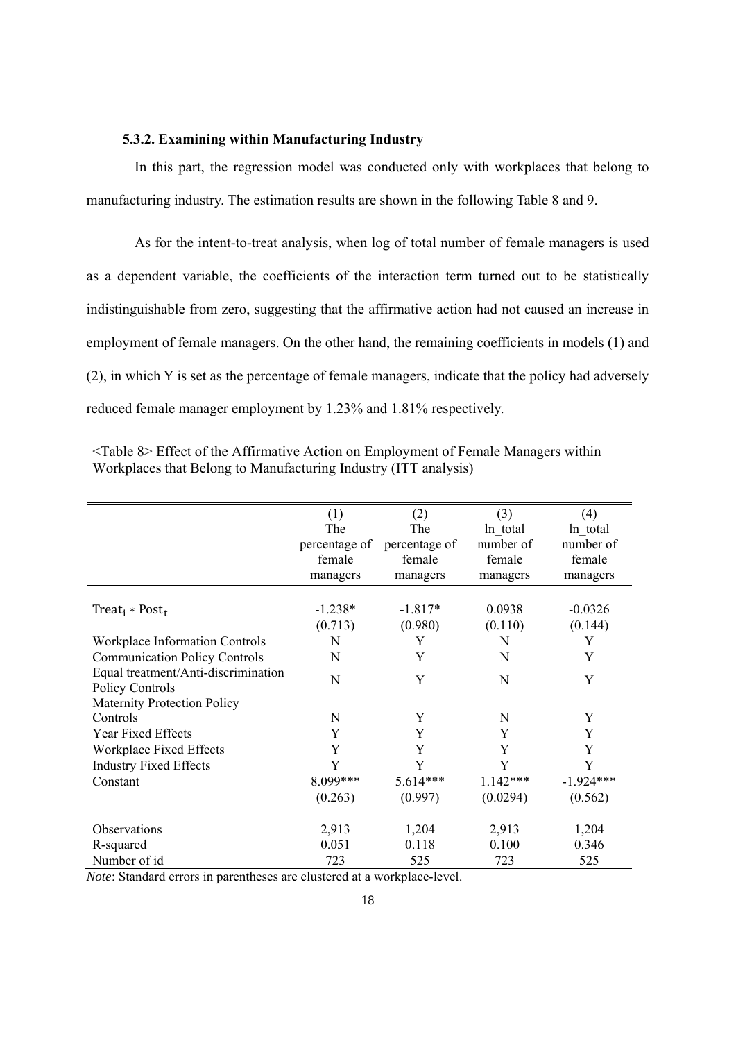### 5.3.2. Examining within Manufacturing Industry

In this part, the regression model was conducted only with workplaces that belong to manufacturing industry. The estimation results are shown in the following Table 8 and 9.

As for the intent-to-treat analysis, when log of total number of female managers is used as a dependent variable, the coefficients of the interaction term turned out to be statistically indistinguishable from zero, suggesting that the affirmative action had not caused an increase in employment of female managers. On the other hand, the remaining coefficients in models (1) and (2), in which Y is set as the percentage of female managers, indicate that the policy had adversely reduced female manager employment by 1.23% and 1.81% respectively.

<Table 8> Effect of the Affirmative Action on Employment of Female Managers within Workplaces that Belong to Manufacturing Industry (ITT analysis)

| | (1) The percentage of female managers | (2) The percentage of female managers | (3) ln_total number of female managers | (4) ln_total number of female managers |
|---|---|---|---|---|
| $\text{Treat}_i * \text{Post}_t$ | -1.238* | -1.817* | 0.0938 | -0.0326 |
| | (0.713) | (0.980) | (0.110) | (0.144) |
| Workplace Information Controls | N | Y | N | Y |
| Communication Policy Controls | N | Y | N | Y |
| Equal treatment/Anti-discrimination Policy Controls | N | Y | N | Y |
| Maternity Protection Policy Controls | N | Y | N | Y |
| Year Fixed Effects | Y | Y | Y | Y |
| Workplace Fixed Effects | Y | Y | Y | Y |
| Industry Fixed Effects | Y | Y | Y | Y |
| Constant | 8.099*** | 5.614*** | 1.142*** | -1.924*** |
| | (0.263) | (0.997) | (0.0294) | (0.562) |
| Observations | 2,913 | 1,204 | 2,913 | 1,204 |
| R-squared | 0.051 | 0.118 | 0.100 | 0.346 |
| Number of id | 723 | 525 | 723 | 525 |

*Note*: Standard errors in parentheses are clustered at a workplace-level.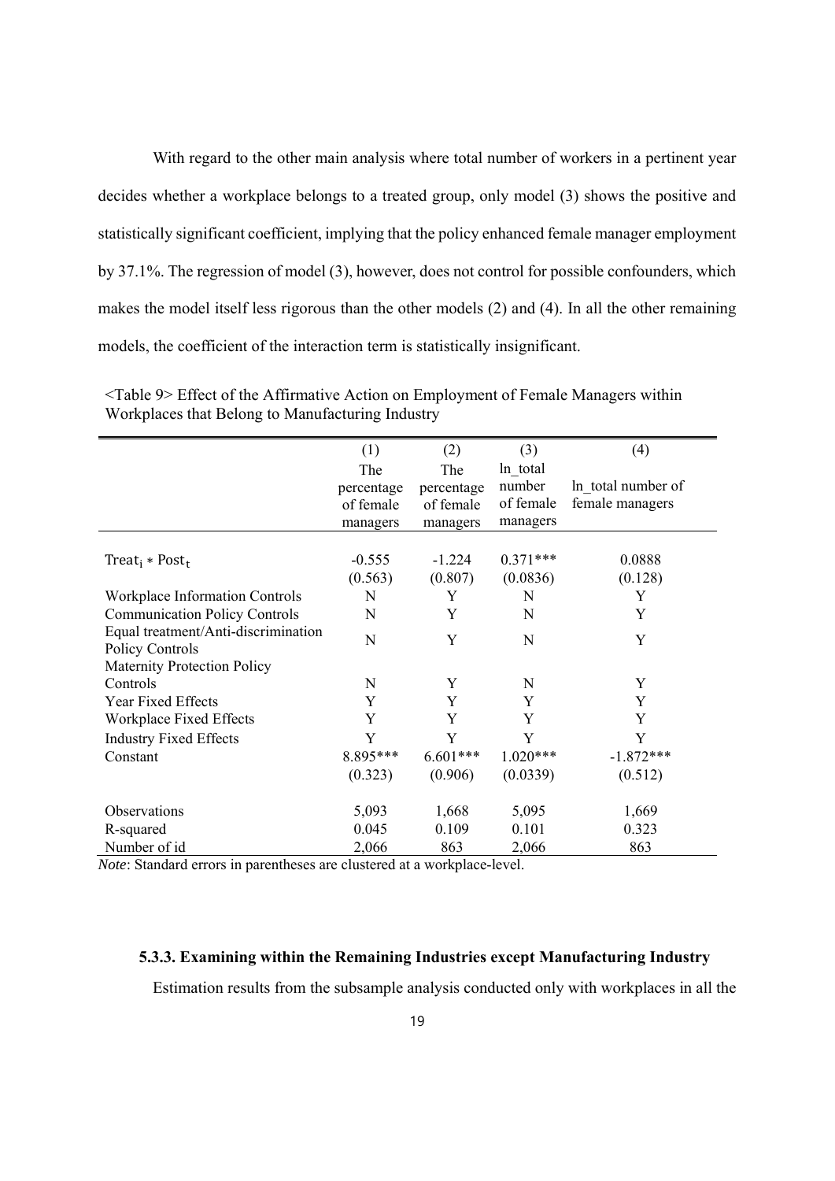With regard to the other main analysis where total number of workers in a pertinent year decides whether a workplace belongs to a treated group, only model (3) shows the positive and statistically significant coefficient, implying that the policy enhanced female manager employment by 37.1%. The regression of model (3), however, does not control for possible confounders, which makes the model itself less rigorous than the other models (2) and (4). In all the other remaining models, the coefficient of the interaction term is statistically insignificant.

<Table 9> Effect of the Affirmative Action on Employment of Female Managers within Workplaces that Belong to Manufacturing Industry

| | (1) | (2) | (3) | (4) |
|---|---|---|---|---|
| | The percentage of female managers | The percentage of female managers | ln_total number of female managers | ln_total number of female managers |
| $\text{Treat}_i * \text{Post}_t$ | -0.555 | -1.224 | 0.371*** | 0.0888 |
| | (0.563) | (0.807) | (0.0836) | (0.128) |
| Workplace Information Controls | N | Y | N | Y |
| Communication Policy Controls | N | Y | N | Y |
| Equal treatment/Anti-discrimination Policy Controls | N | Y | N | Y |
| Maternity Protection Policy Controls | N | Y | N | Y |
| Year Fixed Effects | Y | Y | Y | Y |
| Workplace Fixed Effects | Y | Y | Y | Y |
| Industry Fixed Effects | Y | Y | Y | Y |
| Constant | 8.895*** | 6.601*** | 1.020*** | -1.872*** |
| | (0.323) | (0.906) | (0.0339) | (0.512) |
| Observations | 5,093 | 1,668 | 5,095 | 1,669 |
| R-squared | 0.045 | 0.109 | 0.101 | 0.323 |
| Number of id | 2,066 | 863 | 2,066 | 863 |

*Note*: Standard errors in parentheses are clustered at a workplace-level.

### 5.3.3. Examining within the Remaining Industries except Manufacturing Industry

Estimation results from the subsample analysis conducted only with workplaces in all the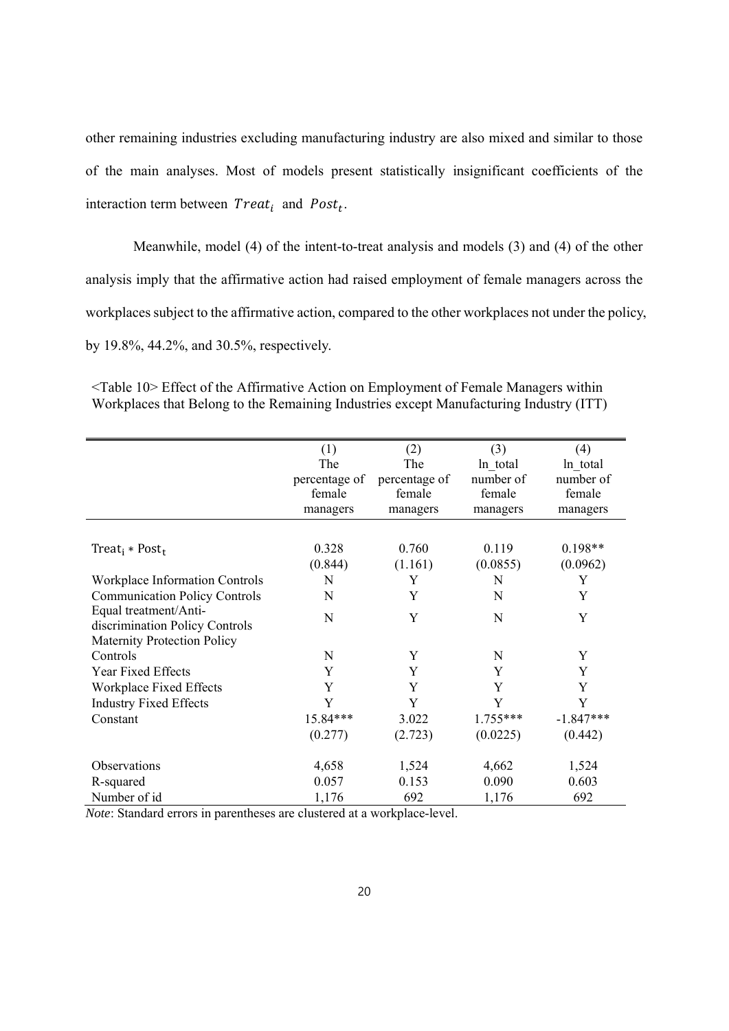other remaining industries excluding manufacturing industry are also mixed and similar to those of the main analyses. Most of models present statistically insignificant coefficients of the interaction term between $Treat_i$ and $Post_t$.

Meanwhile, model (4) of the intent-to-treat analysis and models (3) and (4) of the other analysis imply that the affirmative action had raised employment of female managers across the workplaces subject to the affirmative action, compared to the other workplaces not under the policy, by 19.8%, 44.2%, and 30.5%, respectively.

<Table 10> Effect of the Affirmative Action on Employment of Female Managers within Workplaces that Belong to the Remaining Industries except Manufacturing Industry (ITT)

| | (1) The percentage of female managers | (2) The percentage of female managers | (3) ln_total number of female managers | (4) ln_total number of female managers |
|---|---|---|---|---|
| $\text{Treat}_i * \text{Post}_t$ | 0.328 | 0.760 | 0.119 | 0.198** |
| | (0.844) | (1.161) | (0.0855) | (0.0962) |
| Workplace Information Controls | N | Y | N | Y |
| Communication Policy Controls | N | Y | N | Y |
| Equal treatment/Anti-discrimination Policy Controls | N | Y | N | Y |
| Maternity Protection Policy Controls | N | Y | N | Y |
| Year Fixed Effects | Y | Y | Y | Y |
| Workplace Fixed Effects | Y | Y | Y | Y |
| Industry Fixed Effects | Y | Y | Y | Y |
| Constant | 15.84*** | 3.022 | 1.755*** | -1.847*** |
| | (0.277) | (2.723) | (0.0225) | (0.442) |
| Observations | 4,658 | 1,524 | 4,662 | 1,524 |
| R-squared | 0.057 | 0.153 | 0.090 | 0.603 |
| Number of id | 1,176 | 692 | 1,176 | 692 |

*Note*: Standard errors in parentheses are clustered at a workplace-level.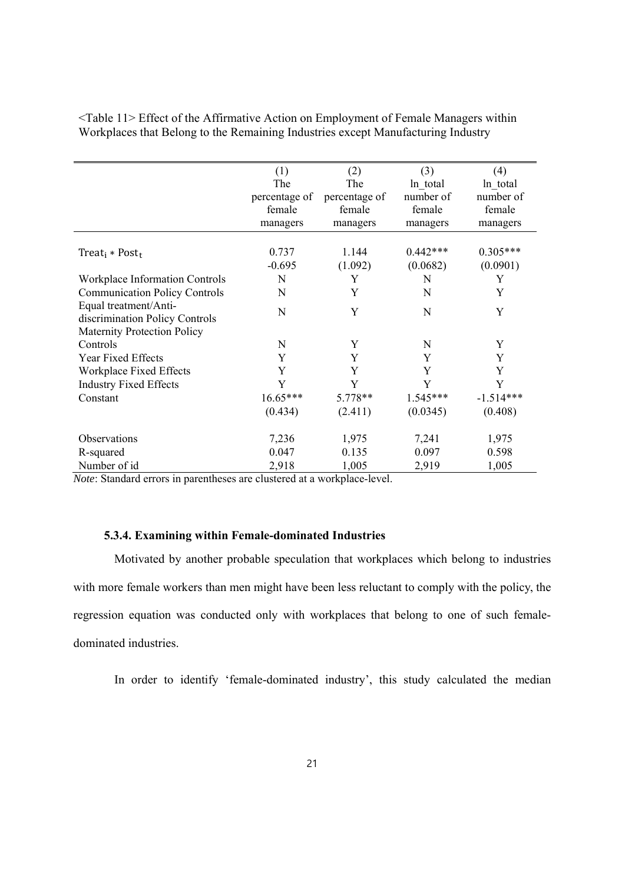<Table 11> Effect of the Affirmative Action on Employment of Female Managers within Workplaces that Belong to the Remaining Industries except Manufacturing Industry

| | (1) The percentage of female managers | (2) The percentage of female managers | (3) ln_total number of female managers | (4) ln_total number of female managers |
|---|---|---|---|---|
| $\text{Treat}_i * \text{Post}_t$ | 0.737 | 1.144 | 0.442*** | 0.305*** |
| | -0.695 | (1.092) | (0.0682) | (0.0901) |
| Workplace Information Controls | N | Y | N | Y |
| Communication Policy Controls | N | Y | N | Y |
| Equal treatment/Anti-discrimination Policy Controls | N | Y | N | Y |
| Maternity Protection Policy Controls | N | Y | N | Y |
| Year Fixed Effects | Y | Y | Y | Y |
| Workplace Fixed Effects | Y | Y | Y | Y |
| Industry Fixed Effects | Y | Y | Y | Y |
| Constant | 16.65*** | 5.778** | 1.545*** | -1.514*** |
| | (0.434) | (2.411) | (0.0345) | (0.408) |
| Observations | 7,236 | 1,975 | 7,241 | 1,975 |
| R-squared | 0.047 | 0.135 | 0.097 | 0.598 |
| Number of id | 2,918 | 1,005 | 2,919 | 1,005 |

*Note*: Standard errors in parentheses are clustered at a workplace-level.

#### 5.3.4. Examining within Female-dominated Industries

Motivated by another probable speculation that workplaces which belong to industries with more female workers than men might have been less reluctant to comply with the policy, the regression equation was conducted only with workplaces that belong to one of such female-dominated industries.

In order to identify 'female-dominated industry', this study calculated the median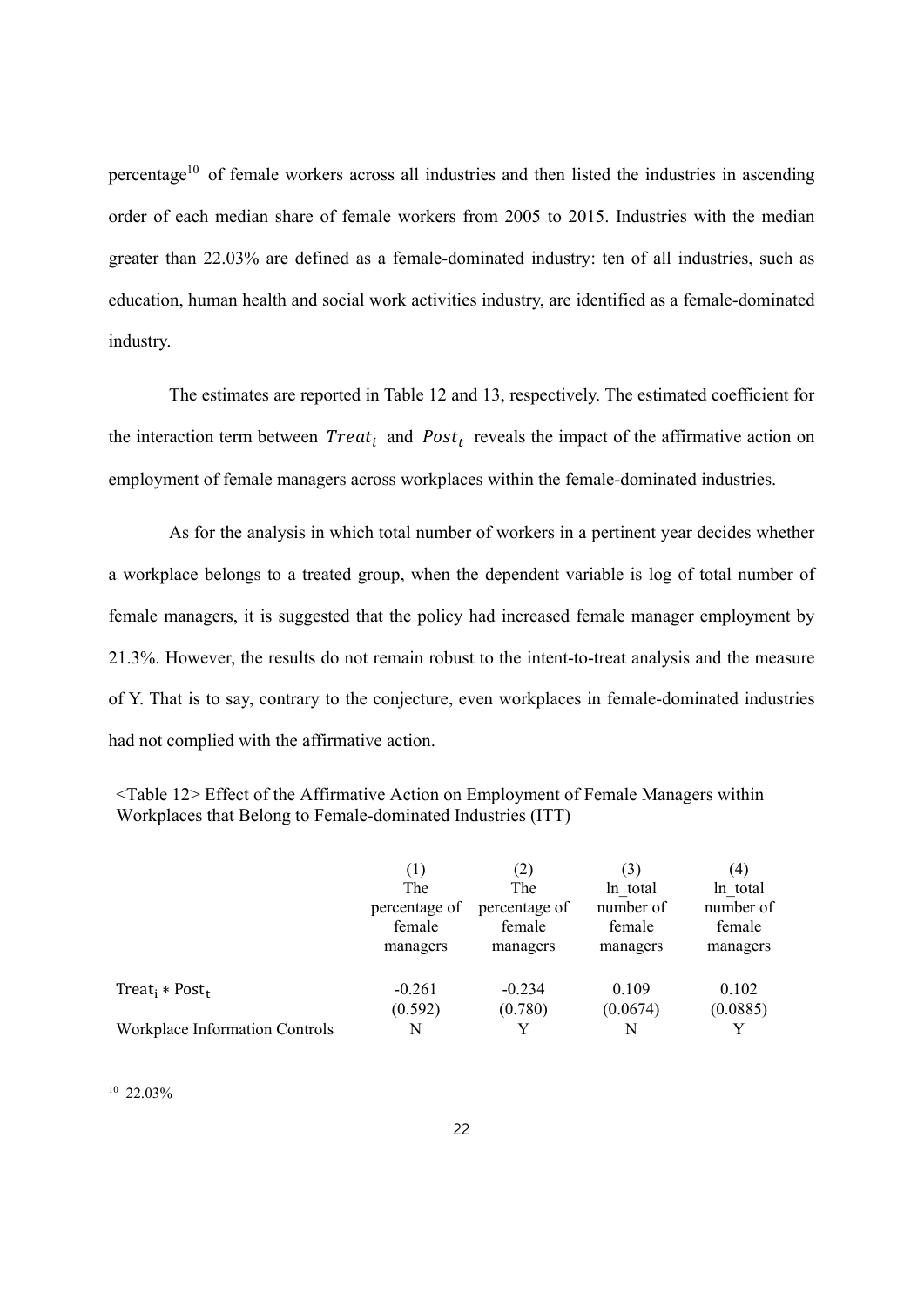percentage[10] of female workers across all industries and then listed the industries in ascending order of each median share of female workers from 2005 to 2015. Industries with the median greater than 22.03% are defined as a female-dominated industry: ten of all industries, such as education, human health and social work activities industry, are identified as a female-dominated industry.

The estimates are reported in Table 12 and 13, respectively. The estimated coefficient for the interaction term between $Treat_i$ and $Post_t$ reveals the impact of the affirmative action on employment of female managers across workplaces within the female-dominated industries.

As for the analysis in which total number of workers in a pertinent year decides whether a workplace belongs to a treated group, when the dependent variable is log of total number of female managers, it is suggested that the policy had increased female manager employment by 21.3%. However, the results do not remain robust to the intent-to-treat analysis and the measure of Y. That is to say, contrary to the conjecture, even workplaces in female-dominated industries had not complied with the affirmative action.

<Table 12> Effect of the Affirmative Action on Employment of Female Managers within Workplaces that Belong to Female-dominated Industries (ITT)

| | (1) The percentage of female managers | (2) The percentage of female managers | (3) ln_total number of female managers | (4) ln_total number of female managers |
|---|---|---|---|---|
| $Treat_i * Post_t$ | -0.261 | -0.234 | 0.109 | 0.102 |
| | (0.592) | (0.780) | (0.0674) | (0.0885) |
| Workplace Information Controls | N | Y | N | Y |

[10] 22.03%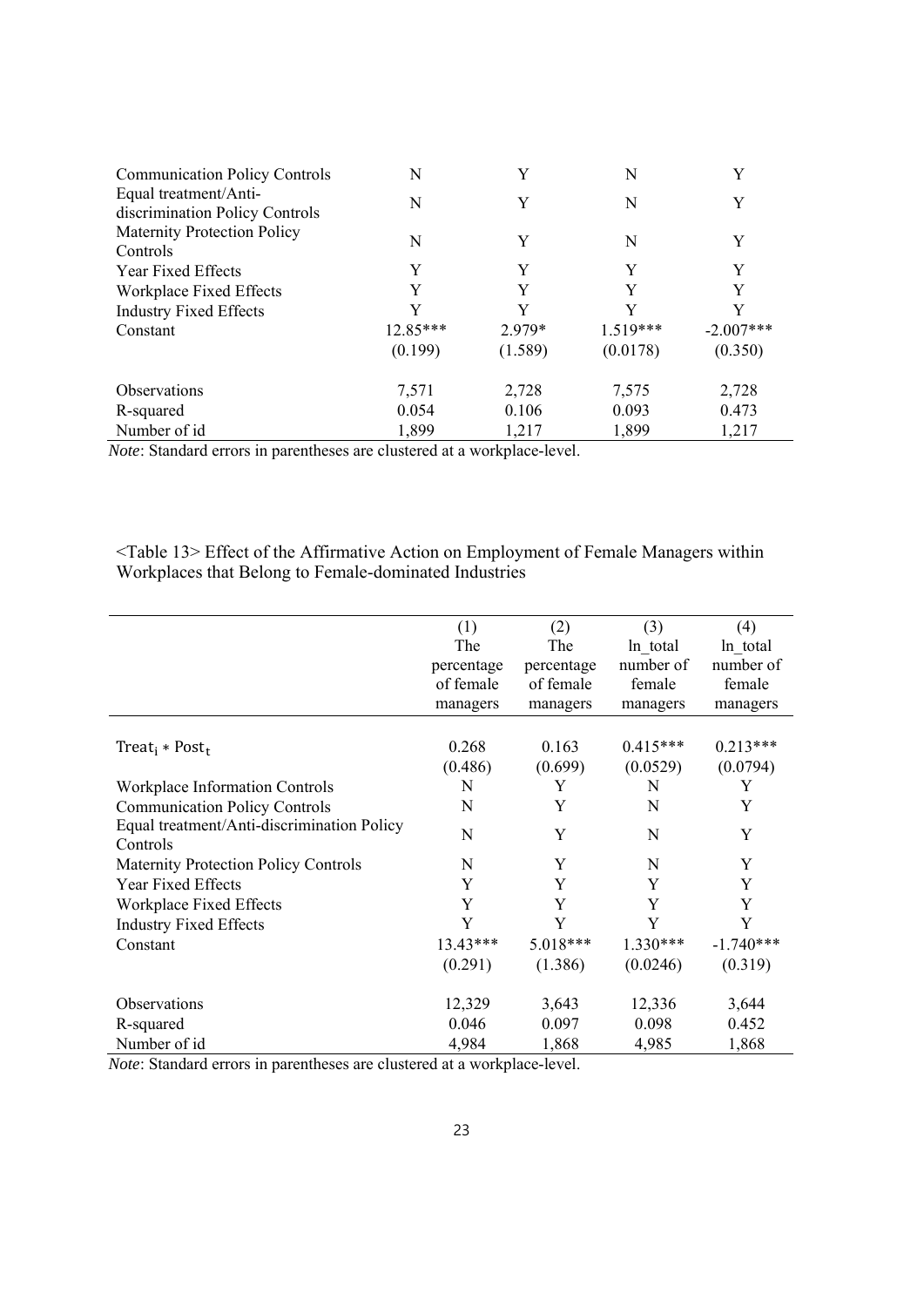| | | | | |
|---|---|---|---|---|
| Communication Policy Controls | N | Y | N | Y |
| Equal treatment/Anti-discrimination Policy Controls | N | Y | N | Y |
| Maternity Protection Policy Controls | N | Y | N | Y |
| Year Fixed Effects | Y | Y | Y | Y |
| Workplace Fixed Effects | Y | Y | Y | Y |
| Industry Fixed Effects | Y | Y | Y | Y |
| Constant | 12.85*** | 2.979* | 1.519*** | -2.007*** |
| | (0.199) | (1.589) | (0.0178) | (0.350) |
| Observations | 7,571 | 2,728 | 7,575 | 2,728 |
| R-squared | 0.054 | 0.106 | 0.093 | 0.473 |
| Number of id | 1,899 | 1,217 | 1,899 | 1,217 |

*Note*: Standard errors in parentheses are clustered at a workplace-level.

<Table 13> Effect of the Affirmative Action on Employment of Female Managers within Workplaces that Belong to Female-dominated Industries

| | (1) The percentage of female managers | (2) The percentage of female managers | (3) ln_total number of female managers | (4) ln_total number of female managers |
|---|---|---|---|---|
| $\text{Treat}_i * \text{Post}_t$ | 0.268 | 0.163 | 0.415*** | 0.213*** |
| | (0.486) | (0.699) | (0.0529) | (0.0794) |
| Workplace Information Controls | N | Y | N | Y |
| Communication Policy Controls | N | Y | N | Y |
| Equal treatment/Anti-discrimination Policy Controls | N | Y | N | Y |
| Maternity Protection Policy Controls | N | Y | N | Y |
| Year Fixed Effects | Y | Y | Y | Y |
| Workplace Fixed Effects | Y | Y | Y | Y |
| Industry Fixed Effects | Y | Y | Y | Y |
| Constant | 13.43*** | 5.018*** | 1.330*** | -1.740*** |
| | (0.291) | (1.386) | (0.0246) | (0.319) |
| Observations | 12,329 | 3,643 | 12,336 | 3,644 |
| R-squared | 0.046 | 0.097 | 0.098 | 0.452 |
| Number of id | 4,984 | 1,868 | 4,985 | 1,868 |

*Note*: Standard errors in parentheses are clustered at a workplace-level.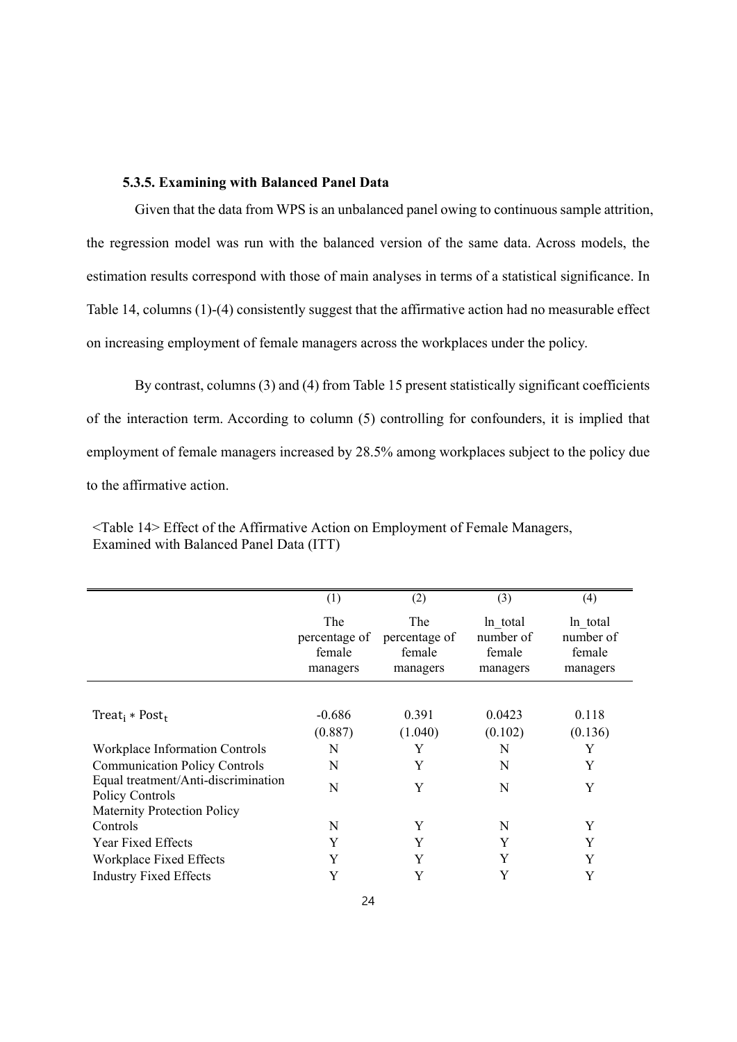### 5.3.5. Examining with Balanced Panel Data

Given that the data from WPS is an unbalanced panel owing to continuous sample attrition, the regression model was run with the balanced version of the same data. Across models, the estimation results correspond with those of main analyses in terms of a statistical significance. In Table 14, columns (1)-(4) consistently suggest that the affirmative action had no measurable effect on increasing employment of female managers across the workplaces under the policy.

By contrast, columns (3) and (4) from Table 15 present statistically significant coefficients of the interaction term. According to column (5) controlling for confounders, it is implied that employment of female managers increased by 28.5% among workplaces subject to the policy due to the affirmative action.

<Table 14> Effect of the Affirmative Action on Employment of Female Managers, Examined with Balanced Panel Data (ITT)

| | (1) | (2) | (3) | (4) |
|---|---|---|---|---|
| | The percentage of female managers | The percentage of female managers | ln_total number of female managers | ln_total number of female managers |
| $\text{Treat}_i * \text{Post}_t$ | -0.686 | 0.391 | 0.0423 | 0.118 |
| | (0.887) | (1.040) | (0.102) | (0.136) |
| Workplace Information Controls | N | Y | N | Y |
| Communication Policy Controls | N | Y | N | Y |
| Equal treatment/Anti-discrimination Policy Controls | N | Y | N | Y |
| Maternity Protection Policy Controls | N | Y | N | Y |
| Year Fixed Effects | Y | Y | Y | Y |
| Workplace Fixed Effects | Y | Y | Y | Y |
| Industry Fixed Effects | Y | Y | Y | Y |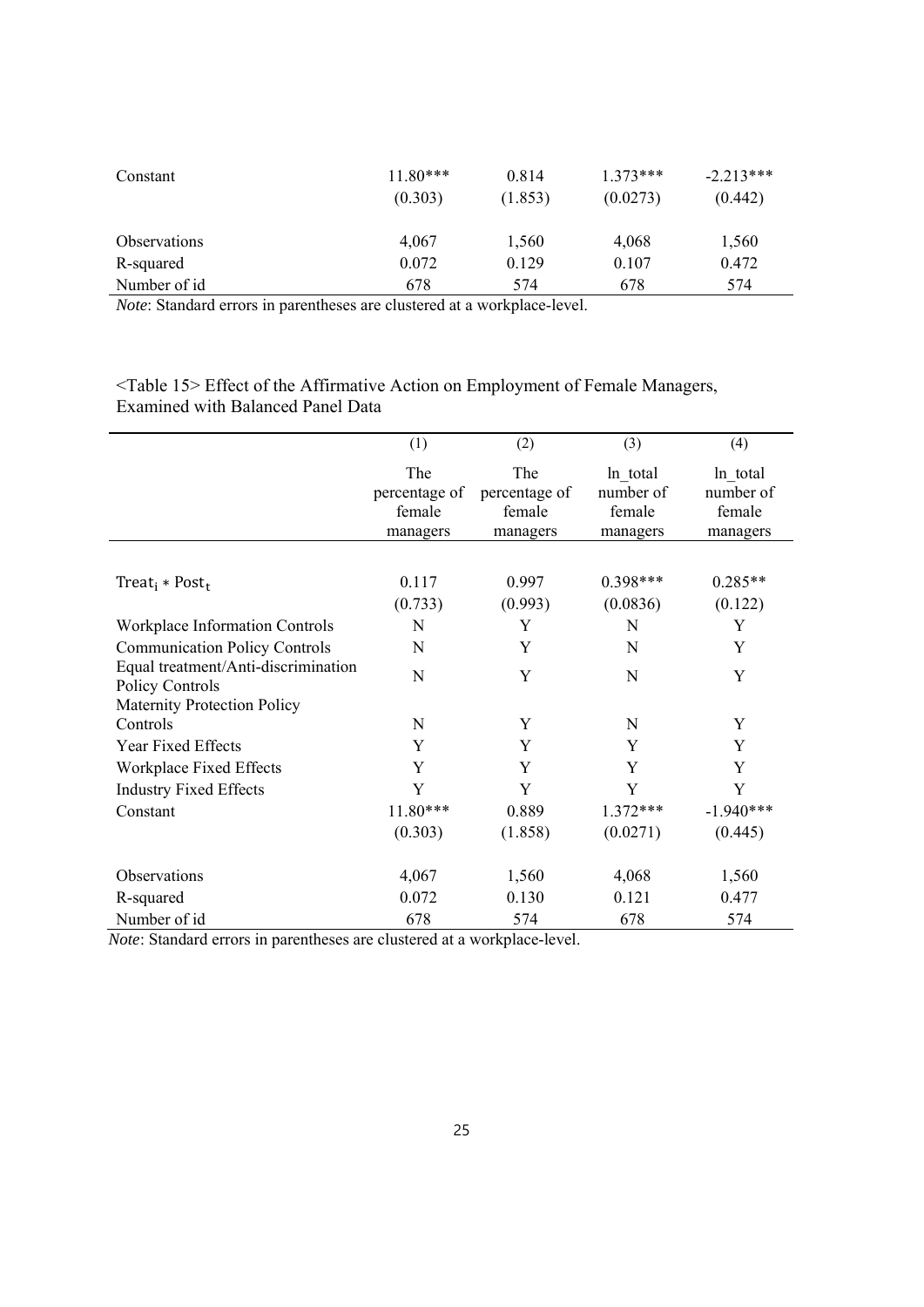| | | | | |
|---|---|---|---|---|
| Constant | 11.80*** | 0.814 | 1.373*** | -2.213*** |
| | (0.303) | (1.853) | (0.0273) | (0.442) |
| Observations | 4,067 | 1,560 | 4,068 | 1,560 |
| R-squared | 0.072 | 0.129 | 0.107 | 0.472 |
| Number of id | 678 | 574 | 678 | 574 |

*Note*: Standard errors in parentheses are clustered at a workplace-level.

<Table 15> Effect of the Affirmative Action on Employment of Female Managers, Examined with Balanced Panel Data

| | (1) | (2) | (3) | (4) |
|---|---|---|---|---|
| | The percentage of female managers | The percentage of female managers | ln_total number of female managers | ln_total number of female managers |
| $\text{Treat}_i * \text{Post}_t$ | 0.117 | 0.997 | 0.398*** | 0.285** |
| | (0.733) | (0.993) | (0.0836) | (0.122) |
| Workplace Information Controls | N | Y | N | Y |
| Communication Policy Controls | N | Y | N | Y |
| Equal treatment/Anti-discrimination Policy Controls | N | Y | N | Y |
| Maternity Protection Policy Controls | N | Y | N | Y |
| Year Fixed Effects | Y | Y | Y | Y |
| Workplace Fixed Effects | Y | Y | Y | Y |
| Industry Fixed Effects | Y | Y | Y | Y |
| Constant | 11.80*** | 0.889 | 1.372*** | -1.940*** |
| | (0.303) | (1.858) | (0.0271) | (0.445) |
| Observations | 4,067 | 1,560 | 4,068 | 1,560 |
| R-squared | 0.072 | 0.130 | 0.121 | 0.477 |
| Number of id | 678 | 574 | 678 | 574 |

*Note*: Standard errors in parentheses are clustered at a workplace-level.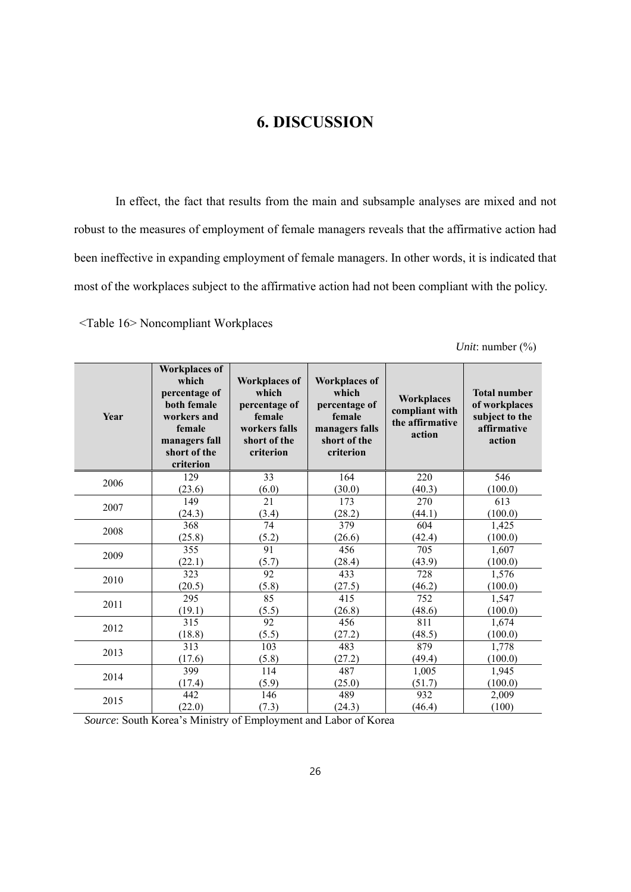# 6. DISCUSSION

In effect, the fact that results from the main and subsample analyses are mixed and not robust to the measures of employment of female managers reveals that the affirmative action had been ineffective in expanding employment of female managers. In other words, it is indicated that most of the workplaces subject to the affirmative action had not been compliant with the policy.

<Table 16> Noncompliant Workplaces

*Unit*: number (%)

| Year | Workplaces of which percentage of both female workers and female managers fall short of the criterion | Workplaces of which percentage of female workers falls short of the criterion | Workplaces of which percentage of female managers falls short of the criterion | Workplaces compliant with the affirmative action | Total number of workplaces subject to the affirmative action |
|---|---|---|---|---|---|
| 2006 | 129 (23.6) | 33 (6.0) | 164 (30.0) | 220 (40.3) | 546 (100.0) |
| 2007 | 149 (24.3) | 21 (3.4) | 173 (28.2) | 270 (44.1) | 613 (100.0) |
| 2008 | 368 (25.8) | 74 (5.2) | 379 (26.6) | 604 (42.4) | 1,425 (100.0) |
| 2009 | 355 (22.1) | 91 (5.7) | 456 (28.4) | 705 (43.9) | 1,607 (100.0) |
| 2010 | 323 (20.5) | 92 (5.8) | 433 (27.5) | 728 (46.2) | 1,576 (100.0) |
| 2011 | 295 (19.1) | 85 (5.5) | 415 (26.8) | 752 (48.6) | 1,547 (100.0) |
| 2012 | 315 (18.8) | 92 (5.5) | 456 (27.2) | 811 (48.5) | 1,674 (100.0) |
| 2013 | 313 (17.6) | 103 (5.8) | 483 (27.2) | 879 (49.4) | 1,778 (100.0) |
| 2014 | 399 (17.4) | 114 (5.9) | 487 (25.0) | 1,005 (51.7) | 1,945 (100.0) |
| 2015 | 442 (22.0) | 146 (7.3) | 489 (24.3) | 932 (46.4) | 2,009 (100) |

*Source*: South Korea's Ministry of Employment and Labor of Korea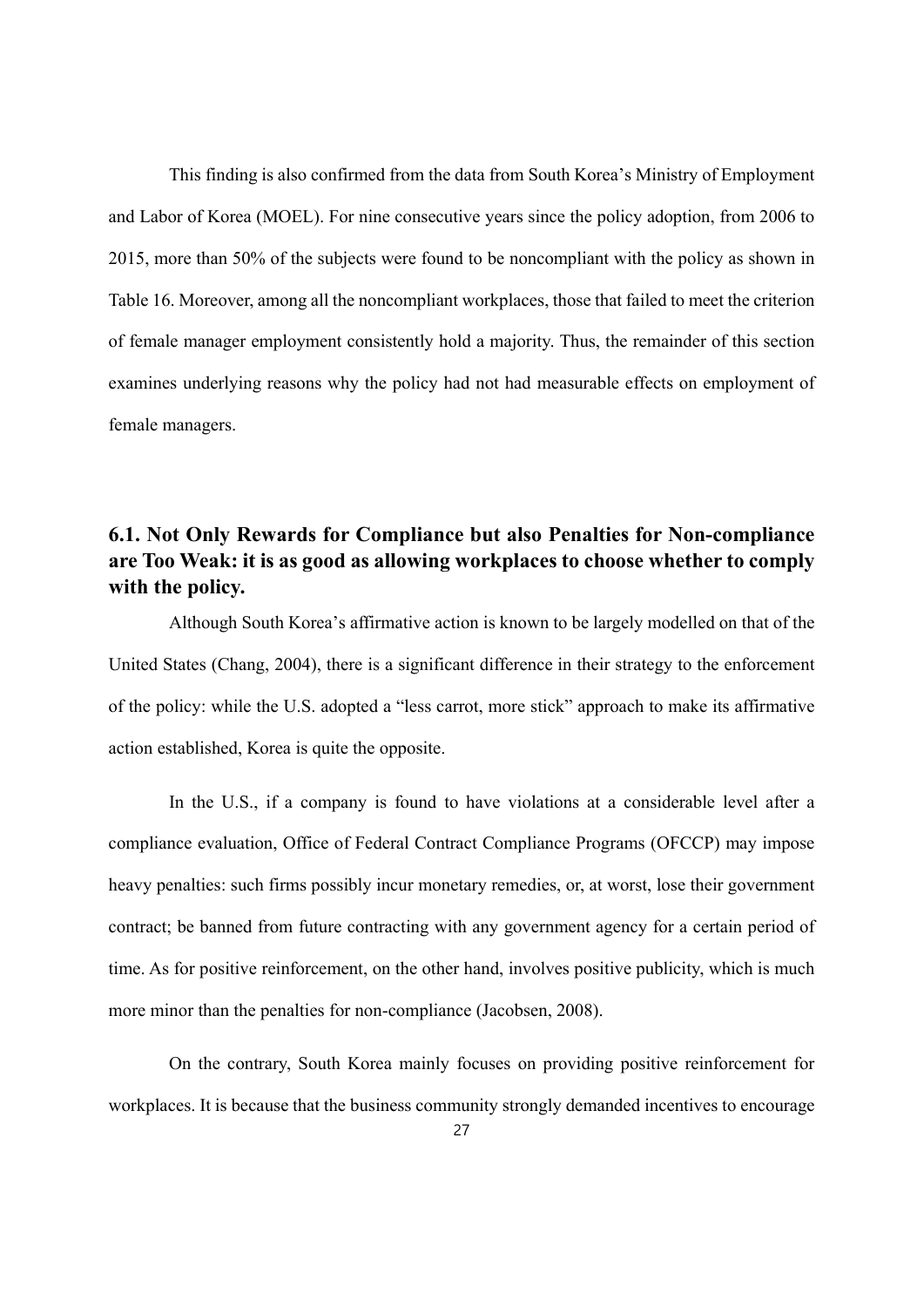This finding is also confirmed from the data from South Korea's Ministry of Employment and Labor of Korea (MOEL). For nine consecutive years since the policy adoption, from 2006 to 2015, more than 50% of the subjects were found to be noncompliant with the policy as shown in Table 16. Moreover, among all the noncompliant workplaces, those that failed to meet the criterion of female manager employment consistently hold a majority. Thus, the remainder of this section examines underlying reasons why the policy had not had measurable effects on employment of female managers.

## 6.1. Not Only Rewards for Compliance but also Penalties for Non-compliance are Too Weak: it is as good as allowing workplaces to choose whether to comply with the policy.

Although South Korea's affirmative action is known to be largely modelled on that of the United States (Chang, 2004), there is a significant difference in their strategy to the enforcement of the policy: while the U.S. adopted a "less carrot, more stick" approach to make its affirmative action established, Korea is quite the opposite.

In the U.S., if a company is found to have violations at a considerable level after a compliance evaluation, Office of Federal Contract Compliance Programs (OFCCP) may impose heavy penalties: such firms possibly incur monetary remedies, or, at worst, lose their government contract; be banned from future contracting with any government agency for a certain period of time. As for positive reinforcement, on the other hand, involves positive publicity, which is much more minor than the penalties for non-compliance (Jacobsen, 2008).

On the contrary, South Korea mainly focuses on providing positive reinforcement for workplaces. It is because that the business community strongly demanded incentives to encourage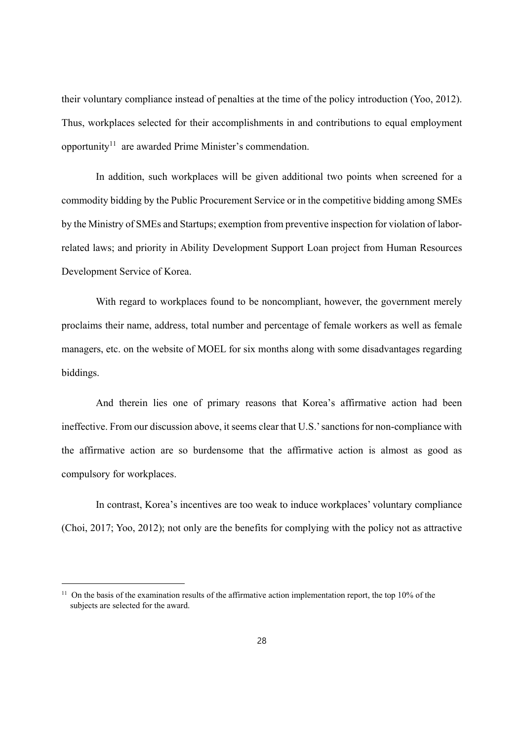their voluntary compliance instead of penalties at the time of the policy introduction (Yoo, 2012). Thus, workplaces selected for their accomplishments in and contributions to equal employment opportunity[11] are awarded Prime Minister's commendation.

In addition, such workplaces will be given additional two points when screened for a commodity bidding by the Public Procurement Service or in the competitive bidding among SMEs by the Ministry of SMEs and Startups; exemption from preventive inspection for violation of labor-related laws; and priority in Ability Development Support Loan project from Human Resources Development Service of Korea.

With regard to workplaces found to be noncompliant, however, the government merely proclaims their name, address, total number and percentage of female workers as well as female managers, etc. on the website of MOEL for six months along with some disadvantages regarding biddings.

And therein lies one of primary reasons that Korea's affirmative action had been ineffective. From our discussion above, it seems clear that U.S.' sanctions for non-compliance with the affirmative action are so burdensome that the affirmative action is almost as good as compulsory for workplaces.

In contrast, Korea's incentives are too weak to induce workplaces' voluntary compliance (Choi, 2017; Yoo, 2012); not only are the benefits for complying with the policy not as attractive

[11] On the basis of the examination results of the affirmative action implementation report, the top 10% of the subjects are selected for the award.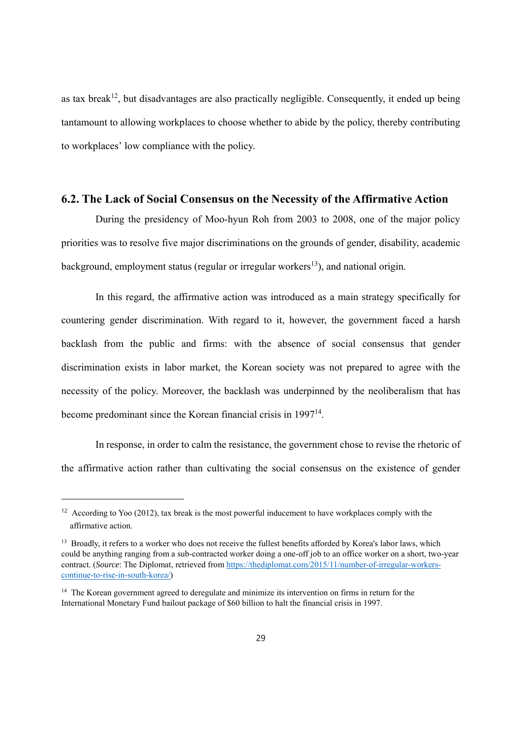as tax break[12], but disadvantages are also practically negligible. Consequently, it ended up being tantamount to allowing workplaces to choose whether to abide by the policy, thereby contributing to workplaces' low compliance with the policy.

## 6.2. The Lack of Social Consensus on the Necessity of the Affirmative Action

During the presidency of Moo-hyun Roh from 2003 to 2008, one of the major policy priorities was to resolve five major discriminations on the grounds of gender, disability, academic background, employment status (regular or irregular workers[13]), and national origin.

In this regard, the affirmative action was introduced as a main strategy specifically for countering gender discrimination. With regard to it, however, the government faced a harsh backlash from the public and firms: with the absence of social consensus that gender discrimination exists in labor market, the Korean society was not prepared to agree with the necessity of the policy. Moreover, the backlash was underpinned by the neoliberalism that has become predominant since the Korean financial crisis in 1997[14].

In response, in order to calm the resistance, the government chose to revise the rhetoric of the affirmative action rather than cultivating the social consensus on the existence of gender

---

[12] According to Yoo (2012), tax break is the most powerful inducement to have workplaces comply with the affirmative action.

[13] Broadly, it refers to a worker who does not receive the fullest benefits afforded by Korea's labor laws, which could be anything ranging from a sub-contracted worker doing a one-off job to an office worker on a short, two-year contract. (*Source*: The Diplomat, retrieved from https://thediplomat.com/2015/11/number-of-irregular-workers-continue-to-rise-in-south-korea/)

[14] The Korean government agreed to deregulate and minimize its intervention on firms in return for the International Monetary Fund bailout package of $60 billion to halt the financial crisis in 1997.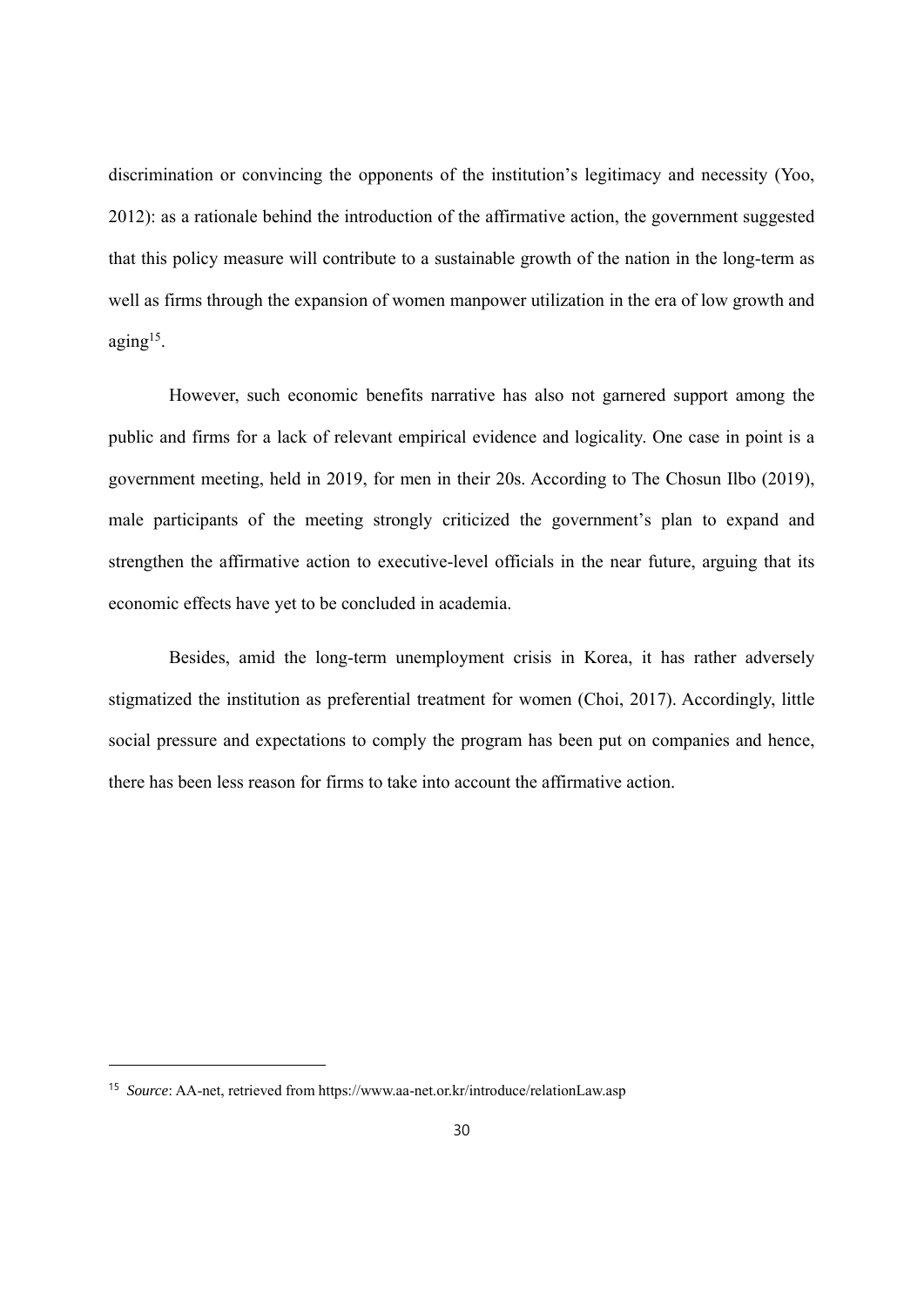discrimination or convincing the opponents of the institution's legitimacy and necessity (Yoo, 2012): as a rationale behind the introduction of the affirmative action, the government suggested that this policy measure will contribute to a sustainable growth of the nation in the long-term as well as firms through the expansion of women manpower utilization in the era of low growth and aging[15].

However, such economic benefits narrative has also not garnered support among the public and firms for a lack of relevant empirical evidence and logicality. One case in point is a government meeting, held in 2019, for men in their 20s. According to The Chosun Ilbo (2019), male participants of the meeting strongly criticized the government's plan to expand and strengthen the affirmative action to executive-level officials in the near future, arguing that its economic effects have yet to be concluded in academia.

Besides, amid the long-term unemployment crisis in Korea, it has rather adversely stigmatized the institution as preferential treatment for women (Choi, 2017). Accordingly, little social pressure and expectations to comply the program has been put on companies and hence, there has been less reason for firms to take into account the affirmative action.

---

[15] *Source*: AA-net, retrieved from https://www.aa-net.or.kr/introduce/relationLaw.asp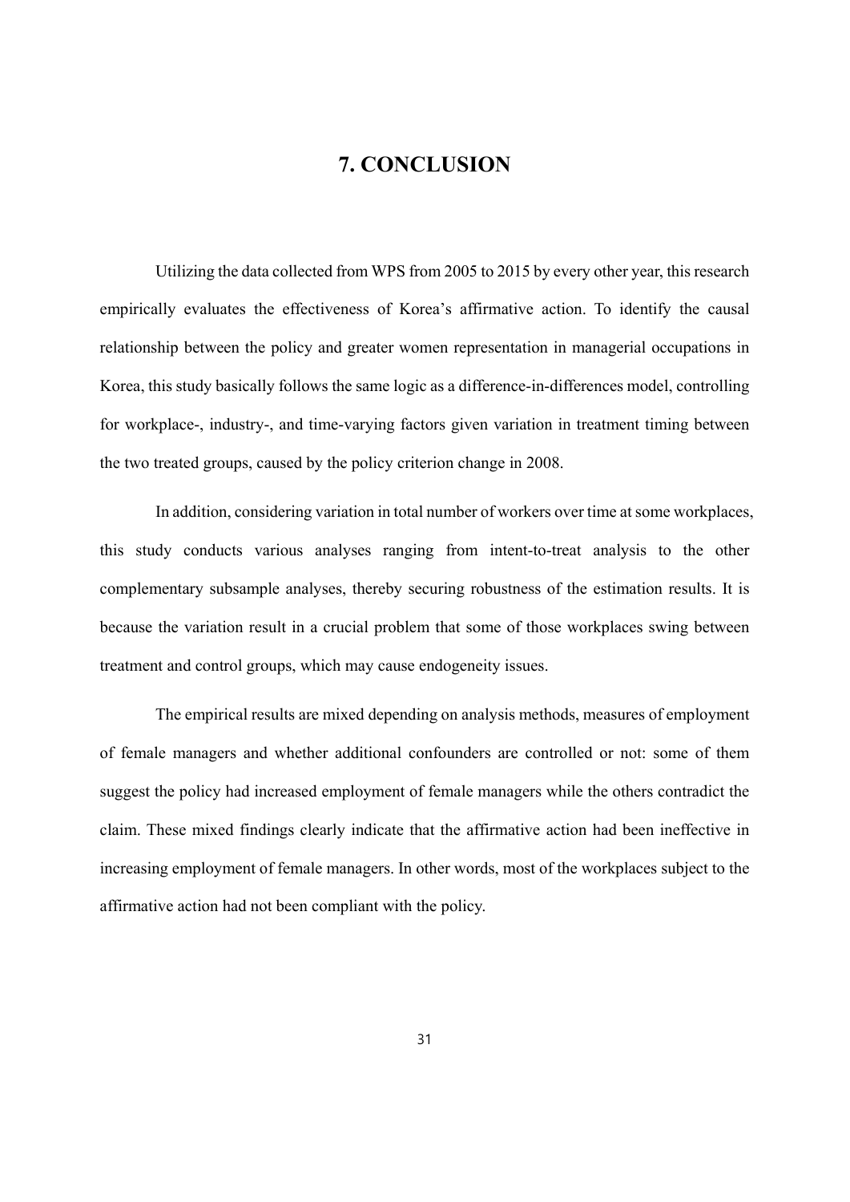# 7. CONCLUSION

Utilizing the data collected from WPS from 2005 to 2015 by every other year, this research empirically evaluates the effectiveness of Korea's affirmative action. To identify the causal relationship between the policy and greater women representation in managerial occupations in Korea, this study basically follows the same logic as a difference-in-differences model, controlling for workplace-, industry-, and time-varying factors given variation in treatment timing between the two treated groups, caused by the policy criterion change in 2008.

In addition, considering variation in total number of workers over time at some workplaces, this study conducts various analyses ranging from intent-to-treat analysis to the other complementary subsample analyses, thereby securing robustness of the estimation results. It is because the variation result in a crucial problem that some of those workplaces swing between treatment and control groups, which may cause endogeneity issues.

The empirical results are mixed depending on analysis methods, measures of employment of female managers and whether additional confounders are controlled or not: some of them suggest the policy had increased employment of female managers while the others contradict the claim. These mixed findings clearly indicate that the affirmative action had been ineffective in increasing employment of female managers. In other words, most of the workplaces subject to the affirmative action had not been compliant with the policy.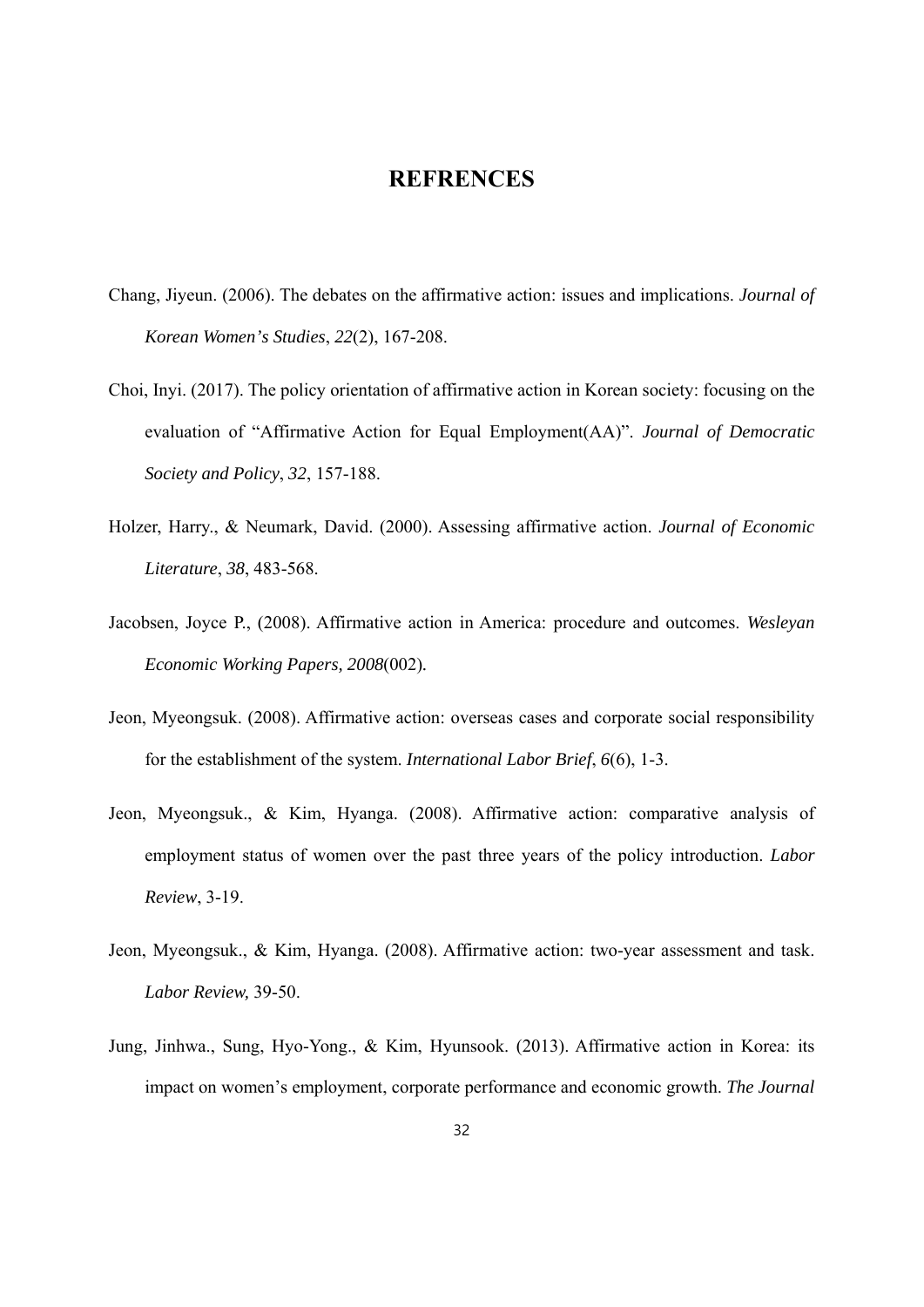# REFRENCES

Chang, Jiyeun. (2006). The debates on the affirmative action: issues and implications. *Journal of Korean Women's Studies*, *22*(2), 167-208.

Choi, Inyi. (2017). The policy orientation of affirmative action in Korean society: focusing on the evaluation of "Affirmative Action for Equal Employment(AA)". *Journal of Democratic Society and Policy*, *32*, 157-188.

Holzer, Harry., & Neumark, David. (2000). Assessing affirmative action. *Journal of Economic Literature*, *38*, 483-568.

Jacobsen, Joyce P., (2008). Affirmative action in America: procedure and outcomes. *Wesleyan Economic Working Papers, 2008*(002).

Jeon, Myeongsuk. (2008). Affirmative action: overseas cases and corporate social responsibility for the establishment of the system. *International Labor Brief*, *6*(6), 1-3.

Jeon, Myeongsuk., & Kim, Hyanga. (2008). Affirmative action: comparative analysis of employment status of women over the past three years of the policy introduction. *Labor Review*, 3-19.

Jeon, Myeongsuk., & Kim, Hyanga. (2008). Affirmative action: two-year assessment and task. *Labor Review,* 39-50.

Jung, Jinhwa., Sung, Hyo-Yong., & Kim, Hyunsook. (2013). Affirmative action in Korea: its impact on women's employment, corporate performance and economic growth. *The Journal*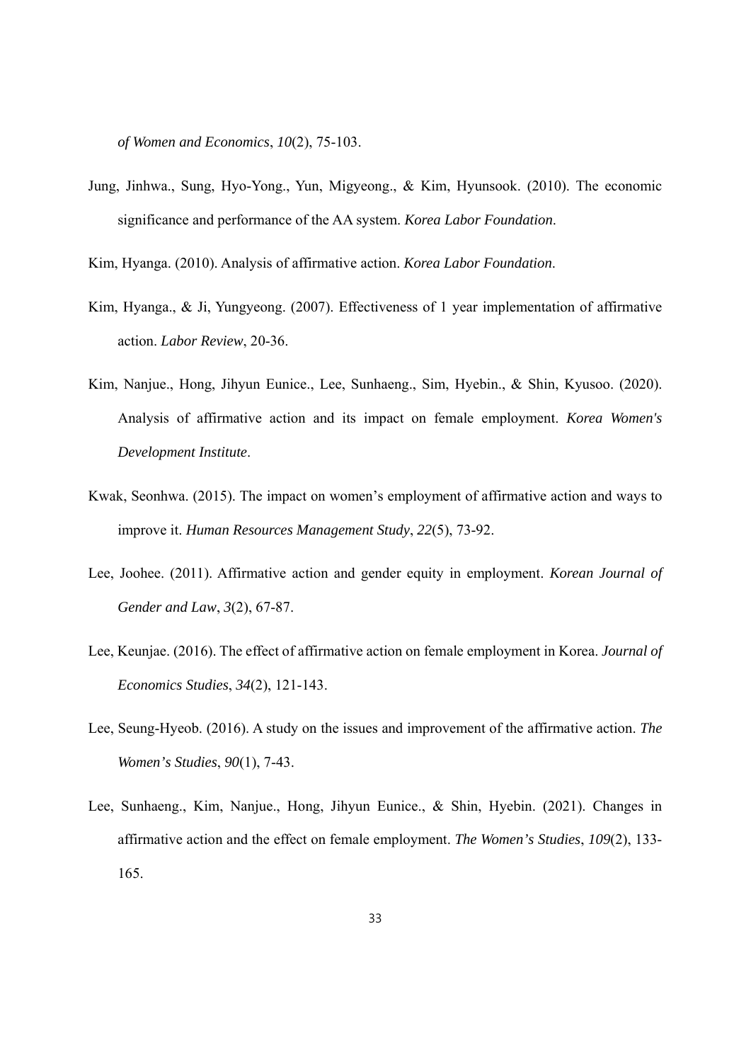*of Women and Economics*, *10*(2), 75-103.

Jung, Jinhwa., Sung, Hyo-Yong., Yun, Migyeong., & Kim, Hyunsook. (2010). The economic significance and performance of the AA system. *Korea Labor Foundation*.

Kim, Hyanga. (2010). Analysis of affirmative action. *Korea Labor Foundation*.

Kim, Hyanga., & Ji, Yungyeong. (2007). Effectiveness of 1 year implementation of affirmative action. *Labor Review*, 20-36.

Kim, Nanjue., Hong, Jihyun Eunice., Lee, Sunhaeng., Sim, Hyebin., & Shin, Kyusoo. (2020). Analysis of affirmative action and its impact on female employment. *Korea Women's Development Institute*.

Kwak, Seonhwa. (2015). The impact on women's employment of affirmative action and ways to improve it. *Human Resources Management Study*, *22*(5), 73-92.

Lee, Joohee. (2011). Affirmative action and gender equity in employment. *Korean Journal of Gender and Law*, *3*(2), 67-87.

Lee, Keunjae. (2016). The effect of affirmative action on female employment in Korea. *Journal of Economics Studies*, *34*(2), 121-143.

Lee, Seung-Hyeob. (2016). A study on the issues and improvement of the affirmative action. *The Women's Studies*, *90*(1), 7-43.

Lee, Sunhaeng., Kim, Nanjue., Hong, Jihyun Eunice., & Shin, Hyebin. (2021). Changes in affirmative action and the effect on female employment. *The Women's Studies*, *109*(2), 133-165.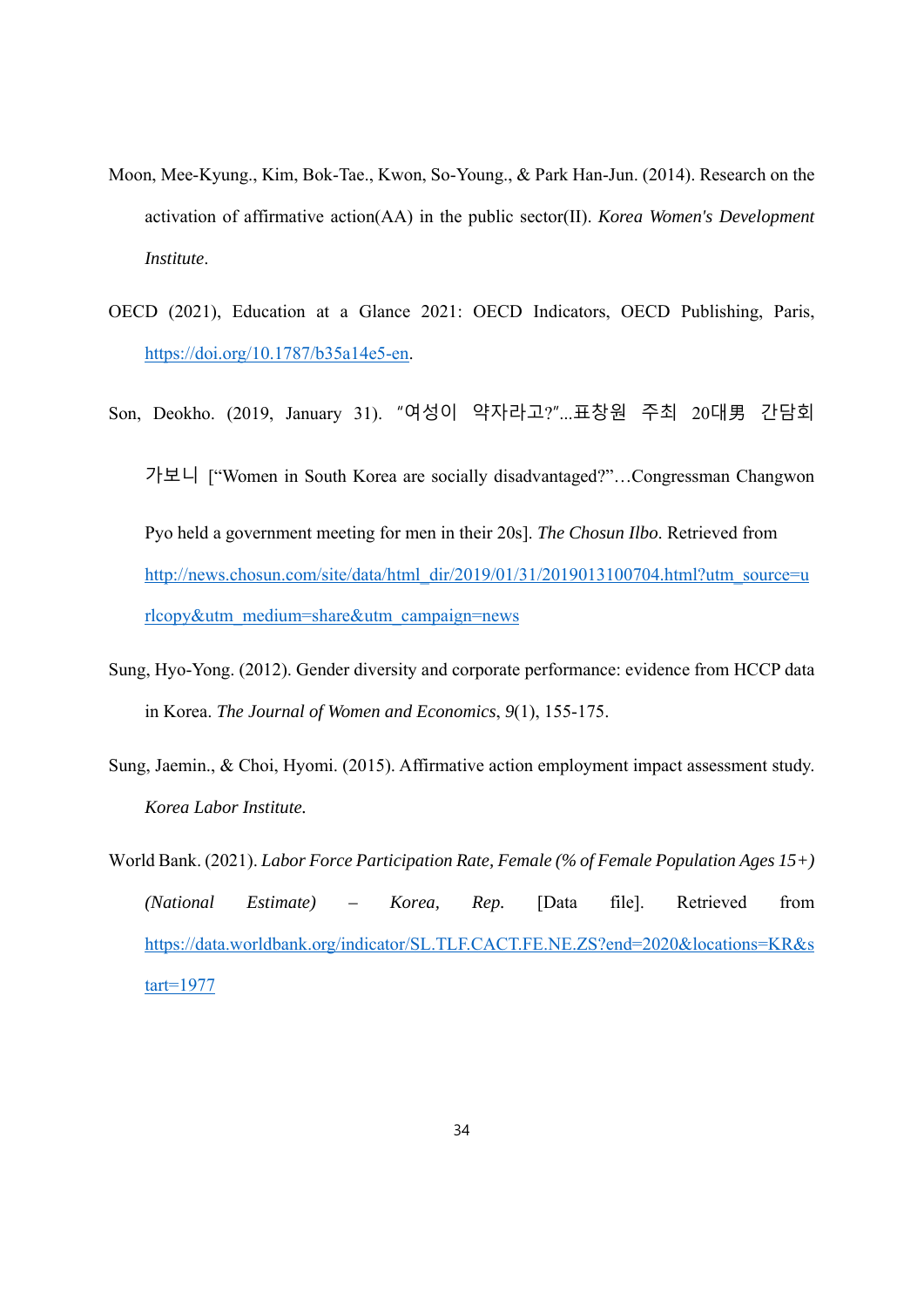Moon, Mee-Kyung., Kim, Bok-Tae., Kwon, So-Young., & Park Han-Jun. (2014). Research on the activation of affirmative action(AA) in the public sector(II). *Korea Women's Development Institute*.

OECD (2021), Education at a Glance 2021: OECD Indicators, OECD Publishing, Paris, https://doi.org/10.1787/b35a14e5-en.

Son, Deokho. (2019, January 31). "여성이 약자라고?"...표창원 주최 20대男 간담회 가보니 ["Women in South Korea are socially disadvantaged?"…Congressman Changwon Pyo held a government meeting for men in their 20s]. *The Chosun Ilbo*. Retrieved from http://news.chosun.com/site/data/html_dir/2019/01/31/2019013100704.html?utm_source=urlcopy&utm_medium=share&utm_campaign=news

Sung, Hyo-Yong. (2012). Gender diversity and corporate performance: evidence from HCCP data in Korea. *The Journal of Women and Economics*, *9*(1), 155-175.

Sung, Jaemin., & Choi, Hyomi. (2015). Affirmative action employment impact assessment study. *Korea Labor Institute.*

World Bank. (2021). *Labor Force Participation Rate, Female (% of Female Population Ages 15+) (National Estimate) – Korea, Rep.* [Data file]. Retrieved from https://data.worldbank.org/indicator/SL.TLF.CACT.FE.NE.ZS?end=2020&locations=KR&start=1977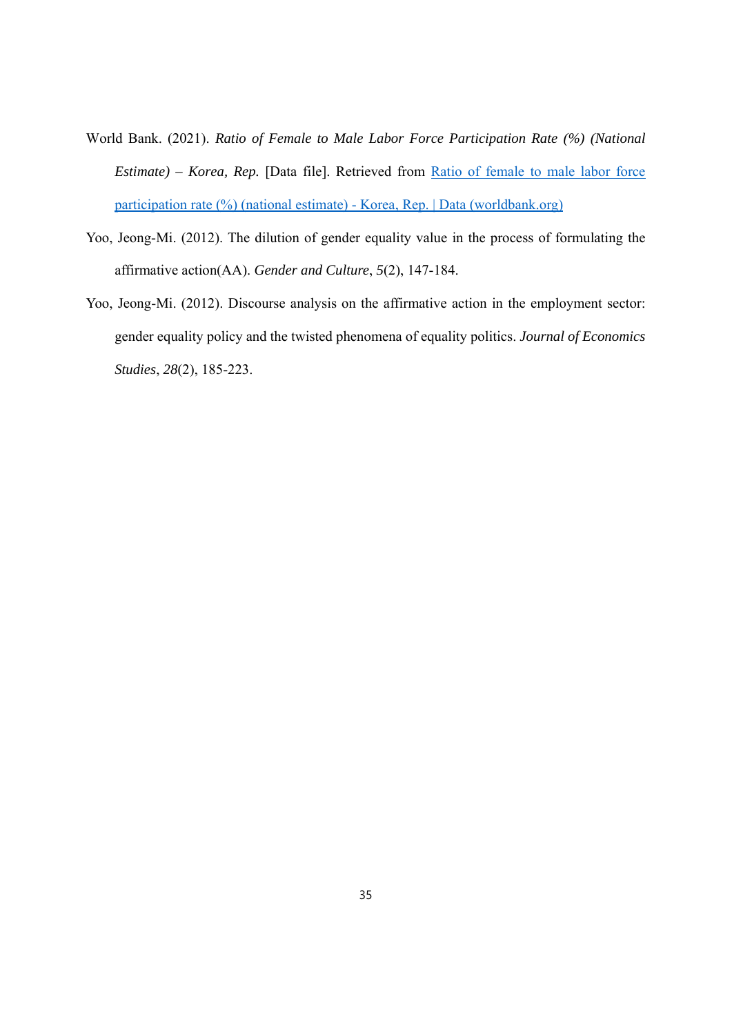World Bank. (2021). *Ratio of Female to Male Labor Force Participation Rate (%) (National Estimate) – Korea, Rep.* [Data file]. Retrieved from [Ratio of female to male labor force participation rate (%) (national estimate) - Korea, Rep. | Data (worldbank.org)]()

Yoo, Jeong-Mi. (2012). The dilution of gender equality value in the process of formulating the affirmative action(AA). *Gender and Culture*, *5*(2), 147-184.

Yoo, Jeong-Mi. (2012). Discourse analysis on the affirmative action in the employment sector: gender equality policy and the twisted phenomena of equality politics. *Journal of Economics Studies*, *28*(2), 185-223.